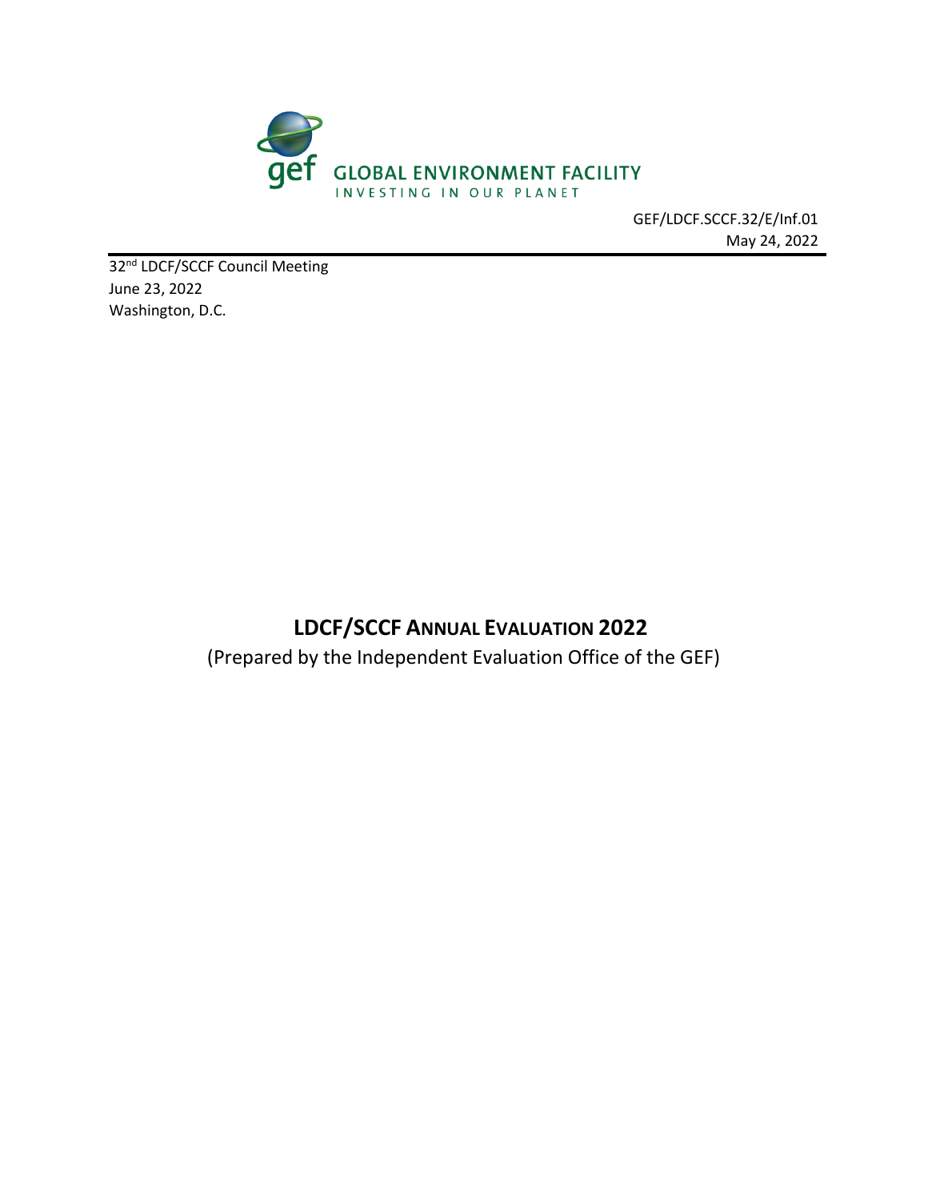GLOBAL ENVIRONMENT FACILITY
INVESTING IN OUR PLANET

GEF/LDCF.SCCF.32/E/Inf.01
May 24, 2022

32nd LDCF/SCCF Council Meeting
June 23, 2022
Washington, D.C.

# LDCF/SCCF Annual Evaluation 2022

(Prepared by the Independent Evaluation Office of the GEF)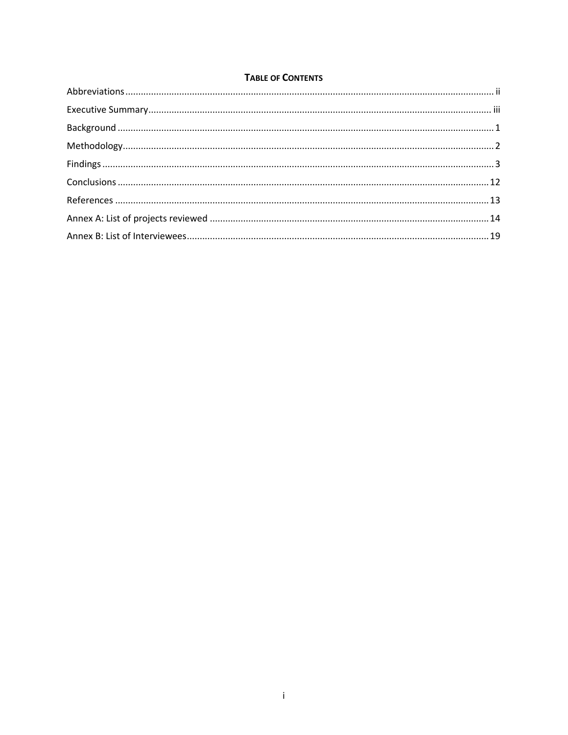## TABLE OF CONTENTS

Abbreviations ........ ii

Executive Summary ........ iii

Background ........ 1

Methodology ........ 2

Findings ........ 3

Conclusions ........ 12

References ........ 13

Annex A: List of projects reviewed ........ 14

Annex B: List of Interviewees ........ 19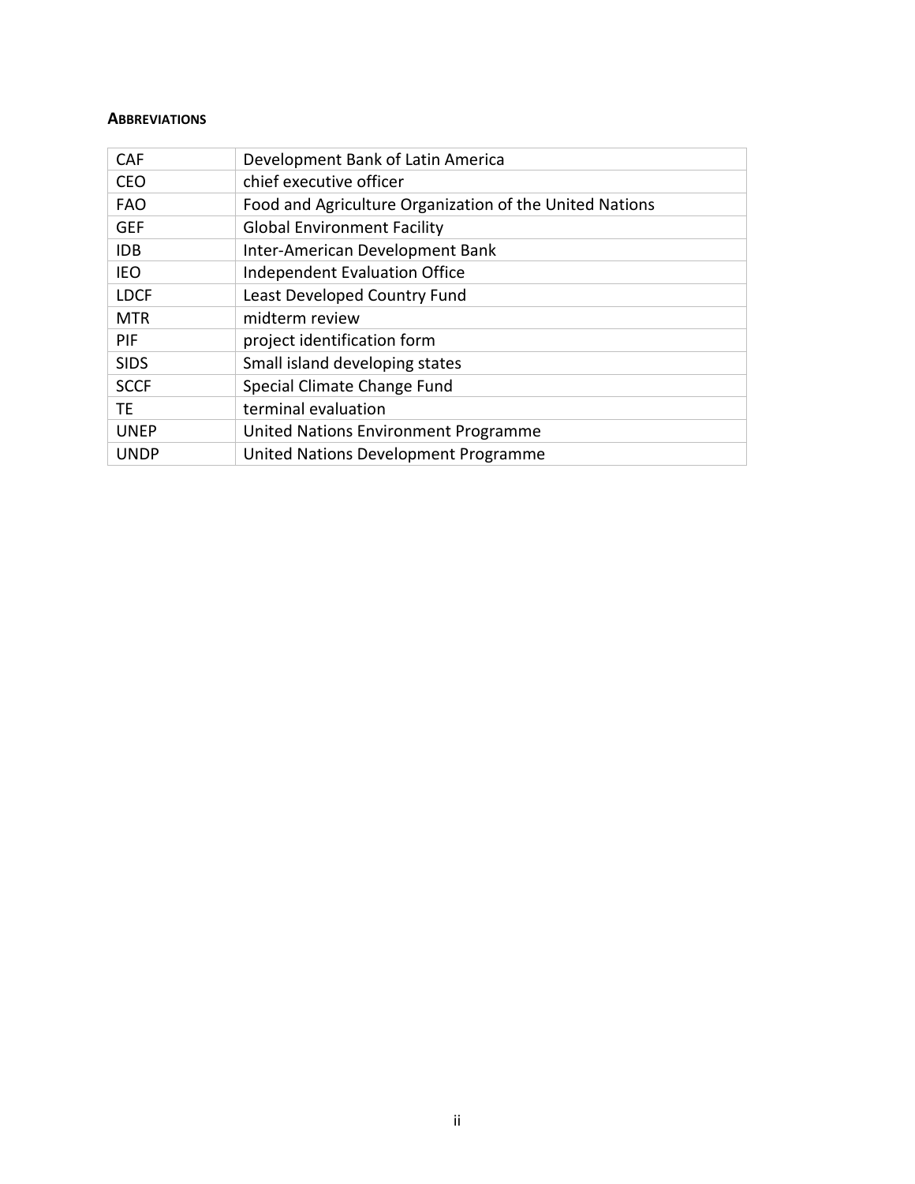### Abbreviations

| | |
|---|---|
| CAF | Development Bank of Latin America |
| CEO | chief executive officer |
| FAO | Food and Agriculture Organization of the United Nations |
| GEF | Global Environment Facility |
| IDB | Inter-American Development Bank |
| IEO | Independent Evaluation Office |
| LDCF | Least Developed Country Fund |
| MTR | midterm review |
| PIF | project identification form |
| SIDS | Small island developing states |
| SCCF | Special Climate Change Fund |
| TE | terminal evaluation |
| UNEP | United Nations Environment Programme |
| UNDP | United Nations Development Programme |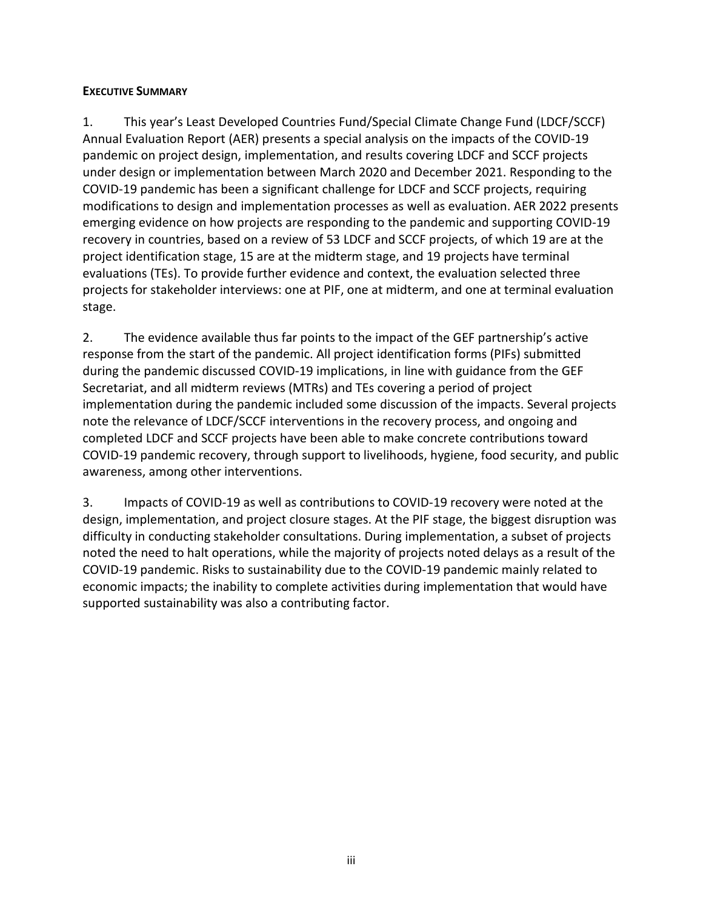**EXECUTIVE SUMMARY**

1. This year's Least Developed Countries Fund/Special Climate Change Fund (LDCF/SCCF) Annual Evaluation Report (AER) presents a special analysis on the impacts of the COVID-19 pandemic on project design, implementation, and results covering LDCF and SCCF projects under design or implementation between March 2020 and December 2021. Responding to the COVID-19 pandemic has been a significant challenge for LDCF and SCCF projects, requiring modifications to design and implementation processes as well as evaluation. AER 2022 presents emerging evidence on how projects are responding to the pandemic and supporting COVID-19 recovery in countries, based on a review of 53 LDCF and SCCF projects, of which 19 are at the project identification stage, 15 are at the midterm stage, and 19 projects have terminal evaluations (TEs). To provide further evidence and context, the evaluation selected three projects for stakeholder interviews: one at PIF, one at midterm, and one at terminal evaluation stage.

2. The evidence available thus far points to the impact of the GEF partnership's active response from the start of the pandemic. All project identification forms (PIFs) submitted during the pandemic discussed COVID-19 implications, in line with guidance from the GEF Secretariat, and all midterm reviews (MTRs) and TEs covering a period of project implementation during the pandemic included some discussion of the impacts. Several projects note the relevance of LDCF/SCCF interventions in the recovery process, and ongoing and completed LDCF and SCCF projects have been able to make concrete contributions toward COVID-19 pandemic recovery, through support to livelihoods, hygiene, food security, and public awareness, among other interventions.

3. Impacts of COVID-19 as well as contributions to COVID-19 recovery were noted at the design, implementation, and project closure stages. At the PIF stage, the biggest disruption was difficulty in conducting stakeholder consultations. During implementation, a subset of projects noted the need to halt operations, while the majority of projects noted delays as a result of the COVID-19 pandemic. Risks to sustainability due to the COVID-19 pandemic mainly related to economic impacts; the inability to complete activities during implementation that would have supported sustainability was also a contributing factor.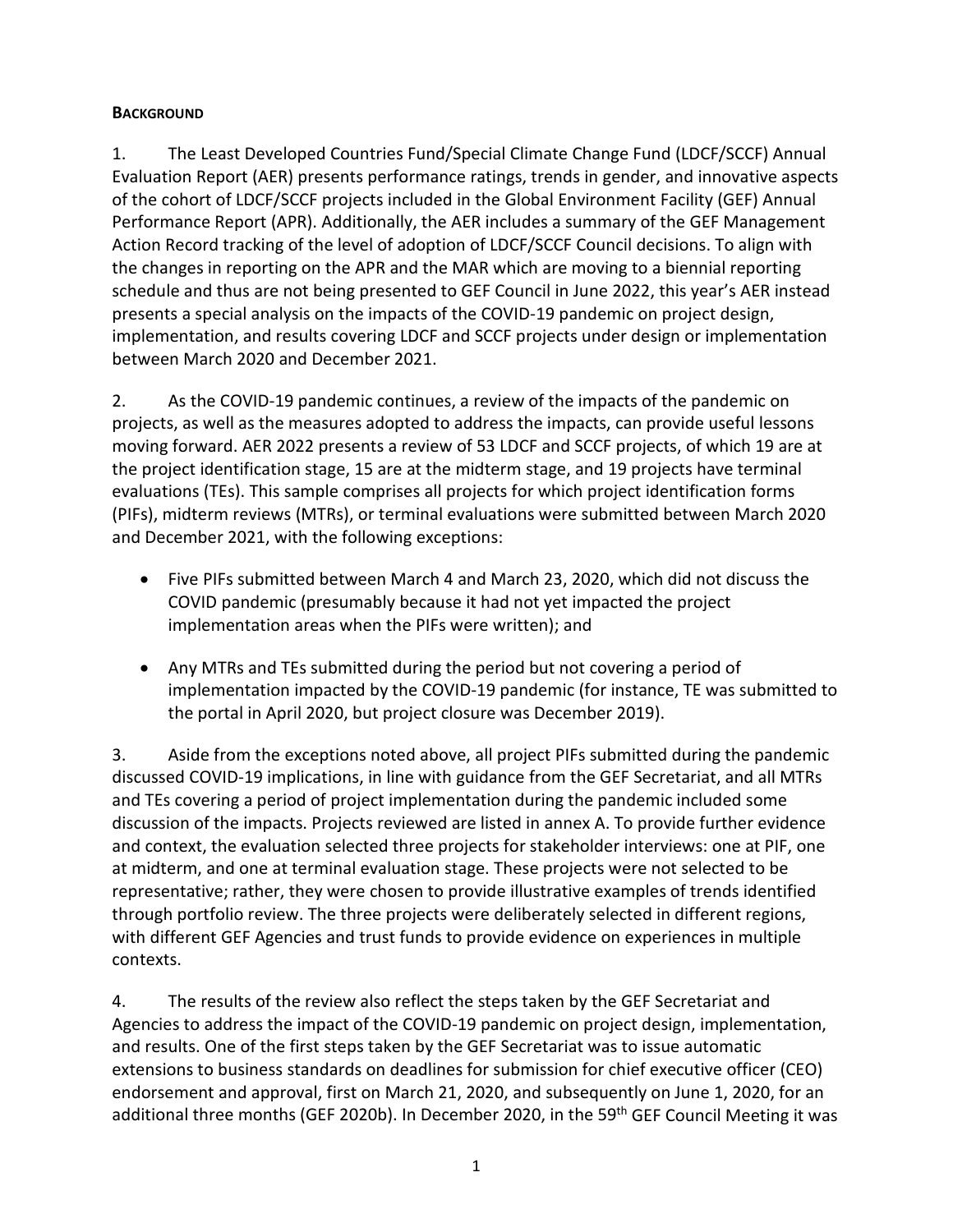**BACKGROUND**

1. The Least Developed Countries Fund/Special Climate Change Fund (LDCF/SCCF) Annual Evaluation Report (AER) presents performance ratings, trends in gender, and innovative aspects of the cohort of LDCF/SCCF projects included in the Global Environment Facility (GEF) Annual Performance Report (APR). Additionally, the AER includes a summary of the GEF Management Action Record tracking of the level of adoption of LDCF/SCCF Council decisions. To align with the changes in reporting on the APR and the MAR which are moving to a biennial reporting schedule and thus are not being presented to GEF Council in June 2022, this year's AER instead presents a special analysis on the impacts of the COVID-19 pandemic on project design, implementation, and results covering LDCF and SCCF projects under design or implementation between March 2020 and December 2021.

2. As the COVID-19 pandemic continues, a review of the impacts of the pandemic on projects, as well as the measures adopted to address the impacts, can provide useful lessons moving forward. AER 2022 presents a review of 53 LDCF and SCCF projects, of which 19 are at the project identification stage, 15 are at the midterm stage, and 19 projects have terminal evaluations (TEs). This sample comprises all projects for which project identification forms (PIFs), midterm reviews (MTRs), or terminal evaluations were submitted between March 2020 and December 2021, with the following exceptions:

- Five PIFs submitted between March 4 and March 23, 2020, which did not discuss the COVID pandemic (presumably because it had not yet impacted the project implementation areas when the PIFs were written); and
- Any MTRs and TEs submitted during the period but not covering a period of implementation impacted by the COVID-19 pandemic (for instance, TE was submitted to the portal in April 2020, but project closure was December 2019).

3. Aside from the exceptions noted above, all project PIFs submitted during the pandemic discussed COVID-19 implications, in line with guidance from the GEF Secretariat, and all MTRs and TEs covering a period of project implementation during the pandemic included some discussion of the impacts. Projects reviewed are listed in annex A. To provide further evidence and context, the evaluation selected three projects for stakeholder interviews: one at PIF, one at midterm, and one at terminal evaluation stage. These projects were not selected to be representative; rather, they were chosen to provide illustrative examples of trends identified through portfolio review. The three projects were deliberately selected in different regions, with different GEF Agencies and trust funds to provide evidence on experiences in multiple contexts.

4. The results of the review also reflect the steps taken by the GEF Secretariat and Agencies to address the impact of the COVID-19 pandemic on project design, implementation, and results. One of the first steps taken by the GEF Secretariat was to issue automatic extensions to business standards on deadlines for submission for chief executive officer (CEO) endorsement and approval, first on March 21, 2020, and subsequently on June 1, 2020, for an additional three months (GEF 2020b). In December 2020, in the 59th GEF Council Meeting it was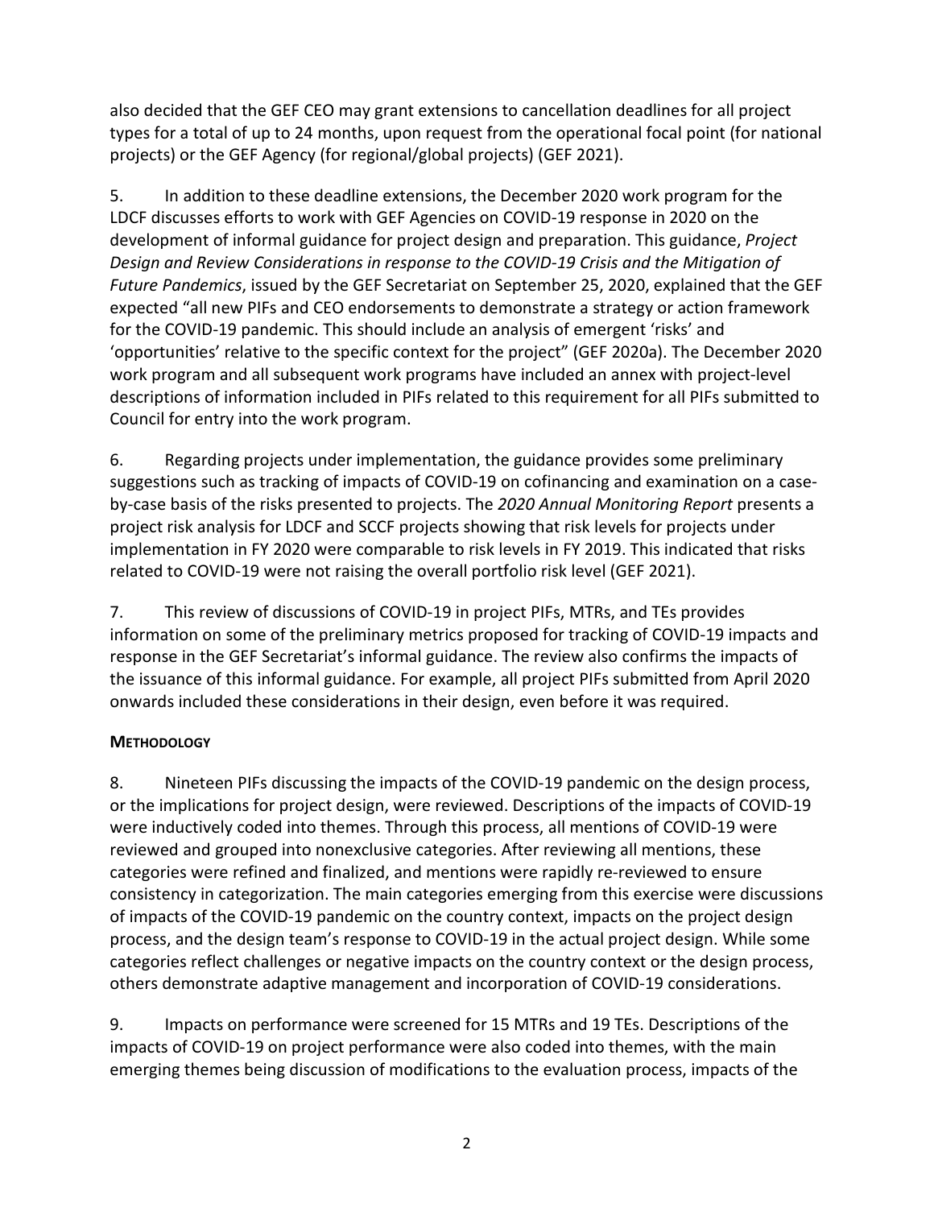also decided that the GEF CEO may grant extensions to cancellation deadlines for all project types for a total of up to 24 months, upon request from the operational focal point (for national projects) or the GEF Agency (for regional/global projects) (GEF 2021).

5. In addition to these deadline extensions, the December 2020 work program for the LDCF discusses efforts to work with GEF Agencies on COVID-19 response in 2020 on the development of informal guidance for project design and preparation. This guidance, *Project Design and Review Considerations in response to the COVID-19 Crisis and the Mitigation of Future Pandemics*, issued by the GEF Secretariat on September 25, 2020, explained that the GEF expected "all new PIFs and CEO endorsements to demonstrate a strategy or action framework for the COVID-19 pandemic. This should include an analysis of emergent 'risks' and 'opportunities' relative to the specific context for the project" (GEF 2020a). The December 2020 work program and all subsequent work programs have included an annex with project-level descriptions of information included in PIFs related to this requirement for all PIFs submitted to Council for entry into the work program.

6. Regarding projects under implementation, the guidance provides some preliminary suggestions such as tracking of impacts of COVID-19 on cofinancing and examination on a case-by-case basis of the risks presented to projects. The *2020 Annual Monitoring Report* presents a project risk analysis for LDCF and SCCF projects showing that risk levels for projects under implementation in FY 2020 were comparable to risk levels in FY 2019. This indicated that risks related to COVID-19 were not raising the overall portfolio risk level (GEF 2021).

7. This review of discussions of COVID-19 in project PIFs, MTRs, and TEs provides information on some of the preliminary metrics proposed for tracking of COVID-19 impacts and response in the GEF Secretariat's informal guidance. The review also confirms the impacts of the issuance of this informal guidance. For example, all project PIFs submitted from April 2020 onwards included these considerations in their design, even before it was required.

**METHODOLOGY**

8. Nineteen PIFs discussing the impacts of the COVID-19 pandemic on the design process, or the implications for project design, were reviewed. Descriptions of the impacts of COVID-19 were inductively coded into themes. Through this process, all mentions of COVID-19 were reviewed and grouped into nonexclusive categories. After reviewing all mentions, these categories were refined and finalized, and mentions were rapidly re-reviewed to ensure consistency in categorization. The main categories emerging from this exercise were discussions of impacts of the COVID-19 pandemic on the country context, impacts on the project design process, and the design team's response to COVID-19 in the actual project design. While some categories reflect challenges or negative impacts on the country context or the design process, others demonstrate adaptive management and incorporation of COVID-19 considerations.

9. Impacts on performance were screened for 15 MTRs and 19 TEs. Descriptions of the impacts of COVID-19 on project performance were also coded into themes, with the main emerging themes being discussion of modifications to the evaluation process, impacts of the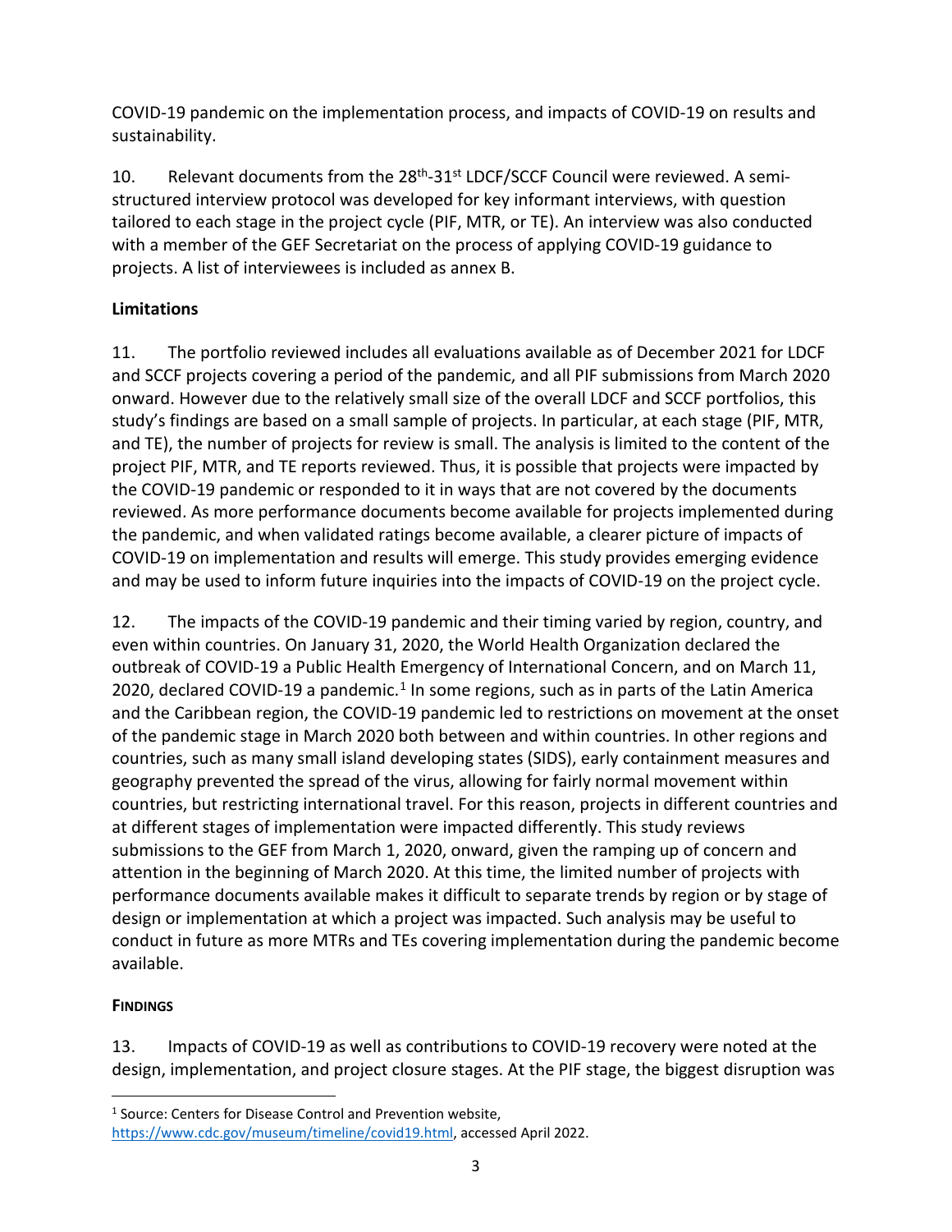COVID-19 pandemic on the implementation process, and impacts of COVID-19 on results and sustainability.

10. Relevant documents from the 28th-31st LDCF/SCCF Council were reviewed. A semi-structured interview protocol was developed for key informant interviews, with question tailored to each stage in the project cycle (PIF, MTR, or TE). An interview was also conducted with a member of the GEF Secretariat on the process of applying COVID-19 guidance to projects. A list of interviewees is included as annex B.

### Limitations

11. The portfolio reviewed includes all evaluations available as of December 2021 for LDCF and SCCF projects covering a period of the pandemic, and all PIF submissions from March 2020 onward. However due to the relatively small size of the overall LDCF and SCCF portfolios, this study's findings are based on a small sample of projects. In particular, at each stage (PIF, MTR, and TE), the number of projects for review is small. The analysis is limited to the content of the project PIF, MTR, and TE reports reviewed. Thus, it is possible that projects were impacted by the COVID-19 pandemic or responded to it in ways that are not covered by the documents reviewed. As more performance documents become available for projects implemented during the pandemic, and when validated ratings become available, a clearer picture of impacts of COVID-19 on implementation and results will emerge. This study provides emerging evidence and may be used to inform future inquiries into the impacts of COVID-19 on the project cycle.

12. The impacts of the COVID-19 pandemic and their timing varied by region, country, and even within countries. On January 31, 2020, the World Health Organization declared the outbreak of COVID-19 a Public Health Emergency of International Concern, and on March 11, 2020, declared COVID-19 a pandemic.[1] In some regions, such as in parts of the Latin America and the Caribbean region, the COVID-19 pandemic led to restrictions on movement at the onset of the pandemic stage in March 2020 both between and within countries. In other regions and countries, such as many small island developing states (SIDS), early containment measures and geography prevented the spread of the virus, allowing for fairly normal movement within countries, but restricting international travel. For this reason, projects in different countries and at different stages of implementation were impacted differently. This study reviews submissions to the GEF from March 1, 2020, onward, given the ramping up of concern and attention in the beginning of March 2020. At this time, the limited number of projects with performance documents available makes it difficult to separate trends by region or by stage of design or implementation at which a project was impacted. Such analysis may be useful to conduct in future as more MTRs and TEs covering implementation during the pandemic become available.

## FINDINGS

13. Impacts of COVID-19 as well as contributions to COVID-19 recovery were noted at the design, implementation, and project closure stages. At the PIF stage, the biggest disruption was

[1] Source: Centers for Disease Control and Prevention website, https://www.cdc.gov/museum/timeline/covid19.html, accessed April 2022.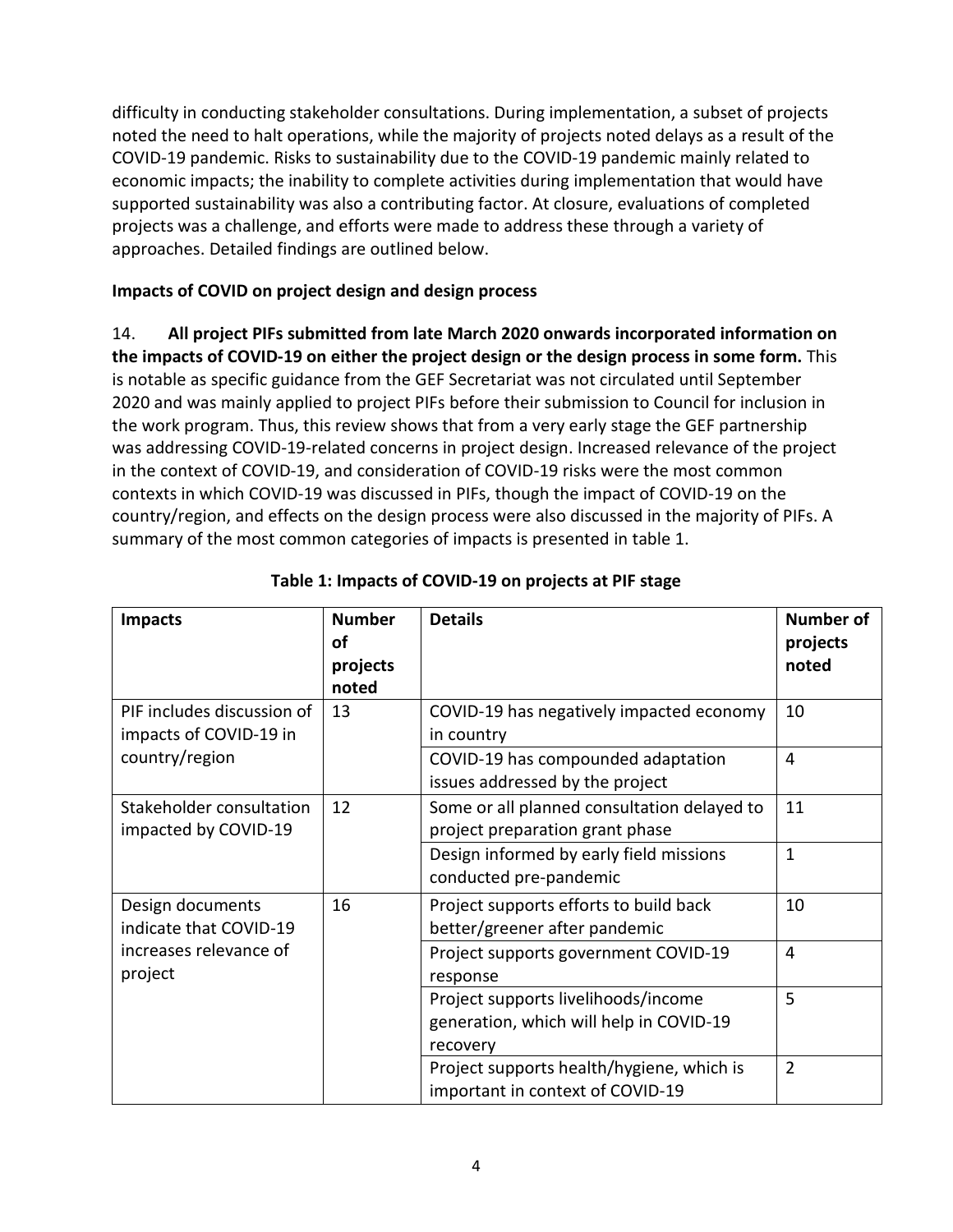difficulty in conducting stakeholder consultations. During implementation, a subset of projects noted the need to halt operations, while the majority of projects noted delays as a result of the COVID-19 pandemic. Risks to sustainability due to the COVID-19 pandemic mainly related to economic impacts; the inability to complete activities during implementation that would have supported sustainability was also a contributing factor. At closure, evaluations of completed projects was a challenge, and efforts were made to address these through a variety of approaches. Detailed findings are outlined below.

**Impacts of COVID on project design and design process**

14. **All project PIFs submitted from late March 2020 onwards incorporated information on the impacts of COVID-19 on either the project design or the design process in some form.** This is notable as specific guidance from the GEF Secretariat was not circulated until September 2020 and was mainly applied to project PIFs before their submission to Council for inclusion in the work program. Thus, this review shows that from a very early stage the GEF partnership was addressing COVID-19-related concerns in project design. Increased relevance of the project in the context of COVID-19, and consideration of COVID-19 risks were the most common contexts in which COVID-19 was discussed in PIFs, though the impact of COVID-19 on the country/region, and effects on the design process were also discussed in the majority of PIFs. A summary of the most common categories of impacts is presented in table 1.

**Table 1: Impacts of COVID-19 on projects at PIF stage**

| Impacts | Number of projects noted | Details | Number of projects noted |
|---|---|---|---|
| PIF includes discussion of impacts of COVID-19 in country/region | 13 | COVID-19 has negatively impacted economy in country | 10 |
| | | COVID-19 has compounded adaptation issues addressed by the project | 4 |
| Stakeholder consultation impacted by COVID-19 | 12 | Some or all planned consultation delayed to project preparation grant phase | 11 |
| | | Design informed by early field missions conducted pre-pandemic | 1 |
| Design documents indicate that COVID-19 increases relevance of project | 16 | Project supports efforts to build back better/greener after pandemic | 10 |
| | | Project supports government COVID-19 response | 4 |
| | | Project supports livelihoods/income generation, which will help in COVID-19 recovery | 5 |
| | | Project supports health/hygiene, which is important in context of COVID-19 | 2 |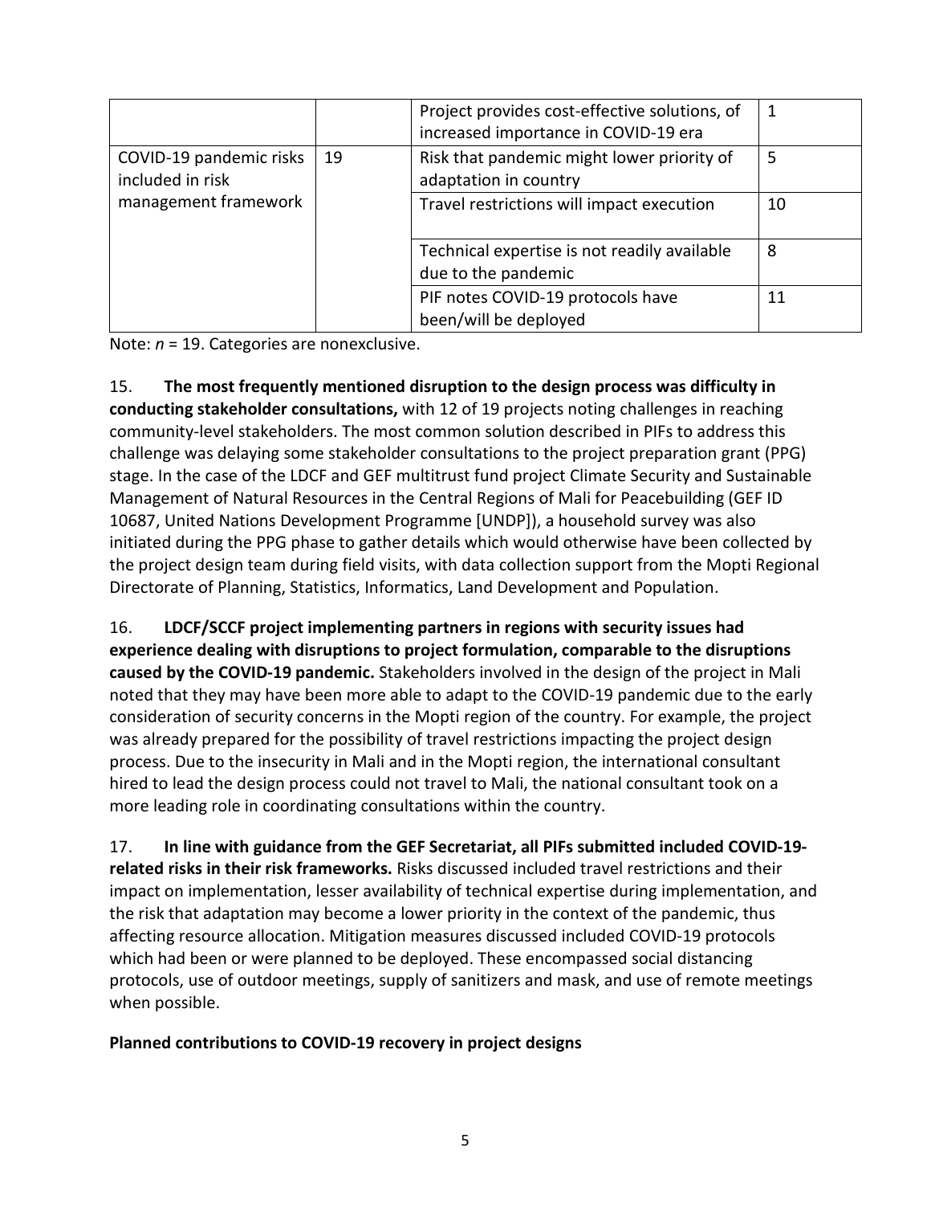| | | | |
|---|---|---|---|
| | | Project provides cost-effective solutions, of increased importance in COVID-19 era | 1 |
| COVID-19 pandemic risks included in risk management framework | 19 | Risk that pandemic might lower priority of adaptation in country | 5 |
| | | Travel restrictions will impact execution | 10 |
| | | Technical expertise is not readily available due to the pandemic | 8 |
| | | PIF notes COVID-19 protocols have been/will be deployed | 11 |

Note: *n* = 19. Categories are nonexclusive.

15. **The most frequently mentioned disruption to the design process was difficulty in conducting stakeholder consultations,** with 12 of 19 projects noting challenges in reaching community-level stakeholders. The most common solution described in PIFs to address this challenge was delaying some stakeholder consultations to the project preparation grant (PPG) stage. In the case of the LDCF and GEF multitrust fund project Climate Security and Sustainable Management of Natural Resources in the Central Regions of Mali for Peacebuilding (GEF ID 10687, United Nations Development Programme [UNDP]), a household survey was also initiated during the PPG phase to gather details which would otherwise have been collected by the project design team during field visits, with data collection support from the Mopti Regional Directorate of Planning, Statistics, Informatics, Land Development and Population.

16. **LDCF/SCCF project implementing partners in regions with security issues had experience dealing with disruptions to project formulation, comparable to the disruptions caused by the COVID-19 pandemic.** Stakeholders involved in the design of the project in Mali noted that they may have been more able to adapt to the COVID-19 pandemic due to the early consideration of security concerns in the Mopti region of the country. For example, the project was already prepared for the possibility of travel restrictions impacting the project design process. Due to the insecurity in Mali and in the Mopti region, the international consultant hired to lead the design process could not travel to Mali, the national consultant took on a more leading role in coordinating consultations within the country.

17. **In line with guidance from the GEF Secretariat, all PIFs submitted included COVID-19-related risks in their risk frameworks.** Risks discussed included travel restrictions and their impact on implementation, lesser availability of technical expertise during implementation, and the risk that adaptation may become a lower priority in the context of the pandemic, thus affecting resource allocation. Mitigation measures discussed included COVID-19 protocols which had been or were planned to be deployed. These encompassed social distancing protocols, use of outdoor meetings, supply of sanitizers and mask, and use of remote meetings when possible.

**Planned contributions to COVID-19 recovery in project designs**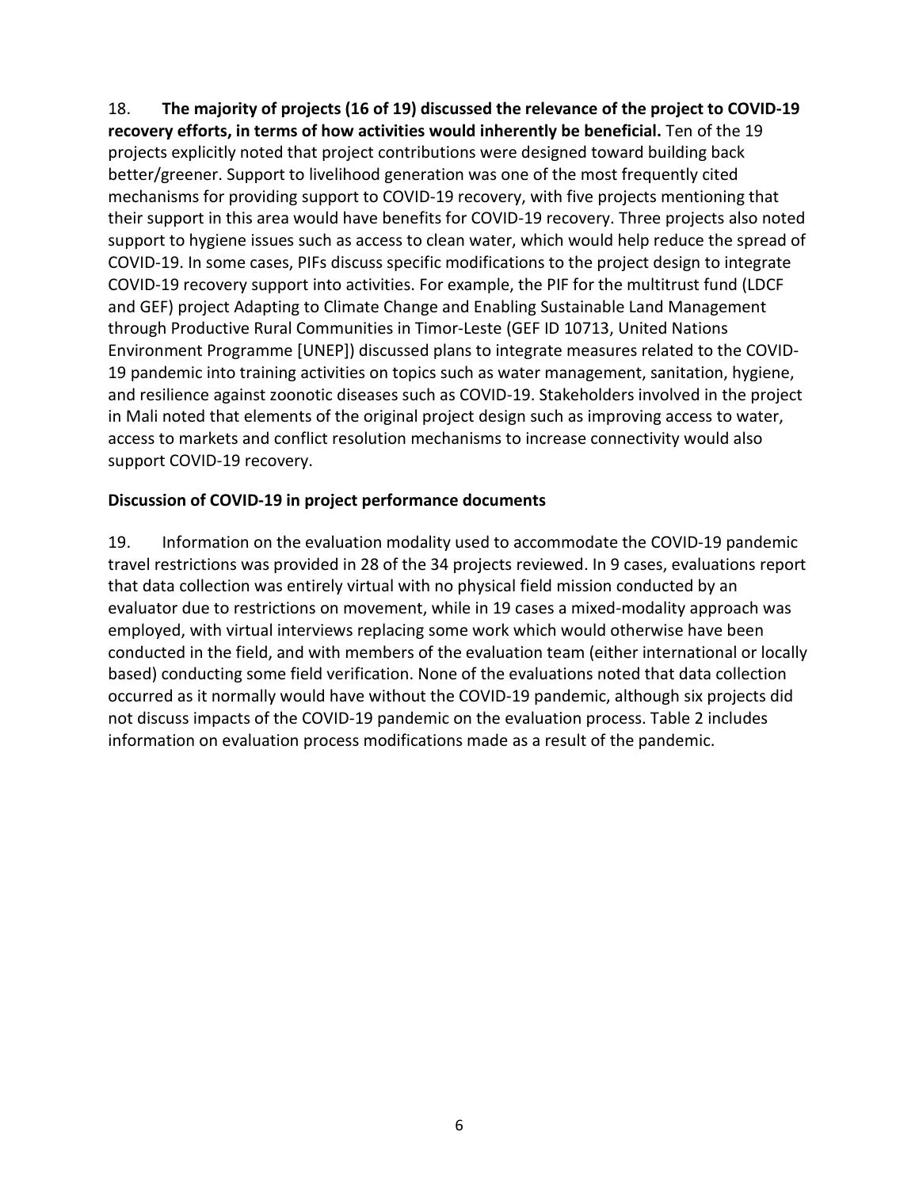18. **The majority of projects (16 of 19) discussed the relevance of the project to COVID-19 recovery efforts, in terms of how activities would inherently be beneficial.** Ten of the 19 projects explicitly noted that project contributions were designed toward building back better/greener. Support to livelihood generation was one of the most frequently cited mechanisms for providing support to COVID-19 recovery, with five projects mentioning that their support in this area would have benefits for COVID-19 recovery. Three projects also noted support to hygiene issues such as access to clean water, which would help reduce the spread of COVID-19. In some cases, PIFs discuss specific modifications to the project design to integrate COVID-19 recovery support into activities. For example, the PIF for the multitrust fund (LDCF and GEF) project Adapting to Climate Change and Enabling Sustainable Land Management through Productive Rural Communities in Timor-Leste (GEF ID 10713, United Nations Environment Programme [UNEP]) discussed plans to integrate measures related to the COVID-19 pandemic into training activities on topics such as water management, sanitation, hygiene, and resilience against zoonotic diseases such as COVID-19. Stakeholders involved in the project in Mali noted that elements of the original project design such as improving access to water, access to markets and conflict resolution mechanisms to increase connectivity would also support COVID-19 recovery.

### Discussion of COVID-19 in project performance documents

19. Information on the evaluation modality used to accommodate the COVID-19 pandemic travel restrictions was provided in 28 of the 34 projects reviewed. In 9 cases, evaluations report that data collection was entirely virtual with no physical field mission conducted by an evaluator due to restrictions on movement, while in 19 cases a mixed-modality approach was employed, with virtual interviews replacing some work which would otherwise have been conducted in the field, and with members of the evaluation team (either international or locally based) conducting some field verification. None of the evaluations noted that data collection occurred as it normally would have without the COVID-19 pandemic, although six projects did not discuss impacts of the COVID-19 pandemic on the evaluation process. Table 2 includes information on evaluation process modifications made as a result of the pandemic.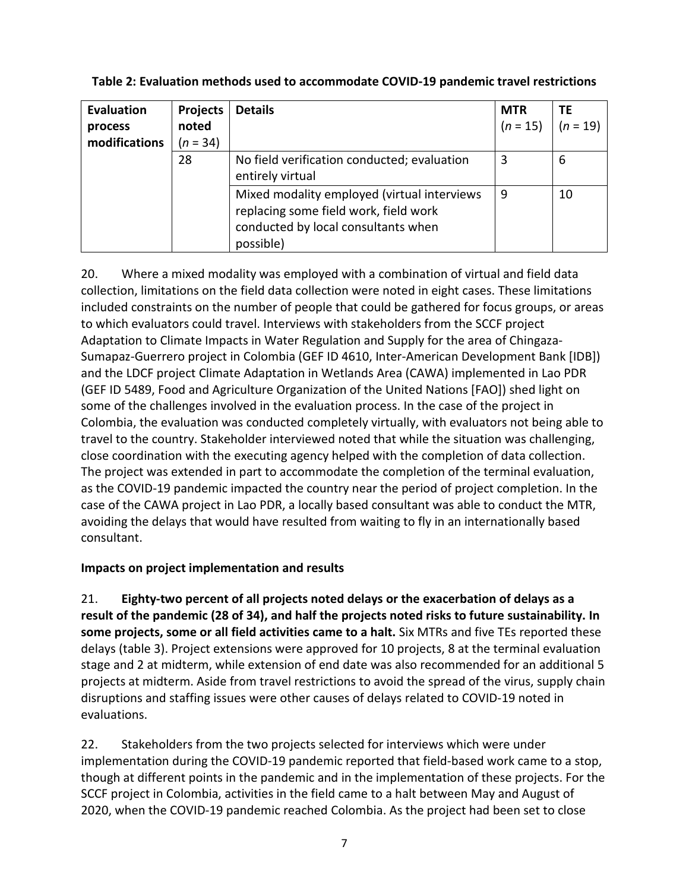**Table 2: Evaluation methods used to accommodate COVID-19 pandemic travel restrictions**

| Evaluation process modifications | Projects noted ($n$ = 34) | Details | MTR ($n$ = 15) | TE ($n$ = 19) |
|---|---|---|---|---|
| | 28 | No field verification conducted; evaluation entirely virtual | 3 | 6 |
| | | Mixed modality employed (virtual interviews replacing some field work, field work conducted by local consultants when possible) | 9 | 10 |

20. Where a mixed modality was employed with a combination of virtual and field data collection, limitations on the field data collection were noted in eight cases. These limitations included constraints on the number of people that could be gathered for focus groups, or areas to which evaluators could travel. Interviews with stakeholders from the SCCF project Adaptation to Climate Impacts in Water Regulation and Supply for the area of Chingaza-Sumapaz-Guerrero project in Colombia (GEF ID 4610, Inter-American Development Bank [IDB]) and the LDCF project Climate Adaptation in Wetlands Area (CAWA) implemented in Lao PDR (GEF ID 5489, Food and Agriculture Organization of the United Nations [FAO]) shed light on some of the challenges involved in the evaluation process. In the case of the project in Colombia, the evaluation was conducted completely virtually, with evaluators not being able to travel to the country. Stakeholder interviewed noted that while the situation was challenging, close coordination with the executing agency helped with the completion of data collection. The project was extended in part to accommodate the completion of the terminal evaluation, as the COVID-19 pandemic impacted the country near the period of project completion. In the case of the CAWA project in Lao PDR, a locally based consultant was able to conduct the MTR, avoiding the delays that would have resulted from waiting to fly in an internationally based consultant.

**Impacts on project implementation and results**

21. **Eighty-two percent of all projects noted delays or the exacerbation of delays as a result of the pandemic (28 of 34), and half the projects noted risks to future sustainability. In some projects, some or all field activities came to a halt.** Six MTRs and five TEs reported these delays (table 3). Project extensions were approved for 10 projects, 8 at the terminal evaluation stage and 2 at midterm, while extension of end date was also recommended for an additional 5 projects at midterm. Aside from travel restrictions to avoid the spread of the virus, supply chain disruptions and staffing issues were other causes of delays related to COVID-19 noted in evaluations.

22. Stakeholders from the two projects selected for interviews which were under implementation during the COVID-19 pandemic reported that field-based work came to a stop, though at different points in the pandemic and in the implementation of these projects. For the SCCF project in Colombia, activities in the field came to a halt between May and August of 2020, when the COVID-19 pandemic reached Colombia. As the project had been set to close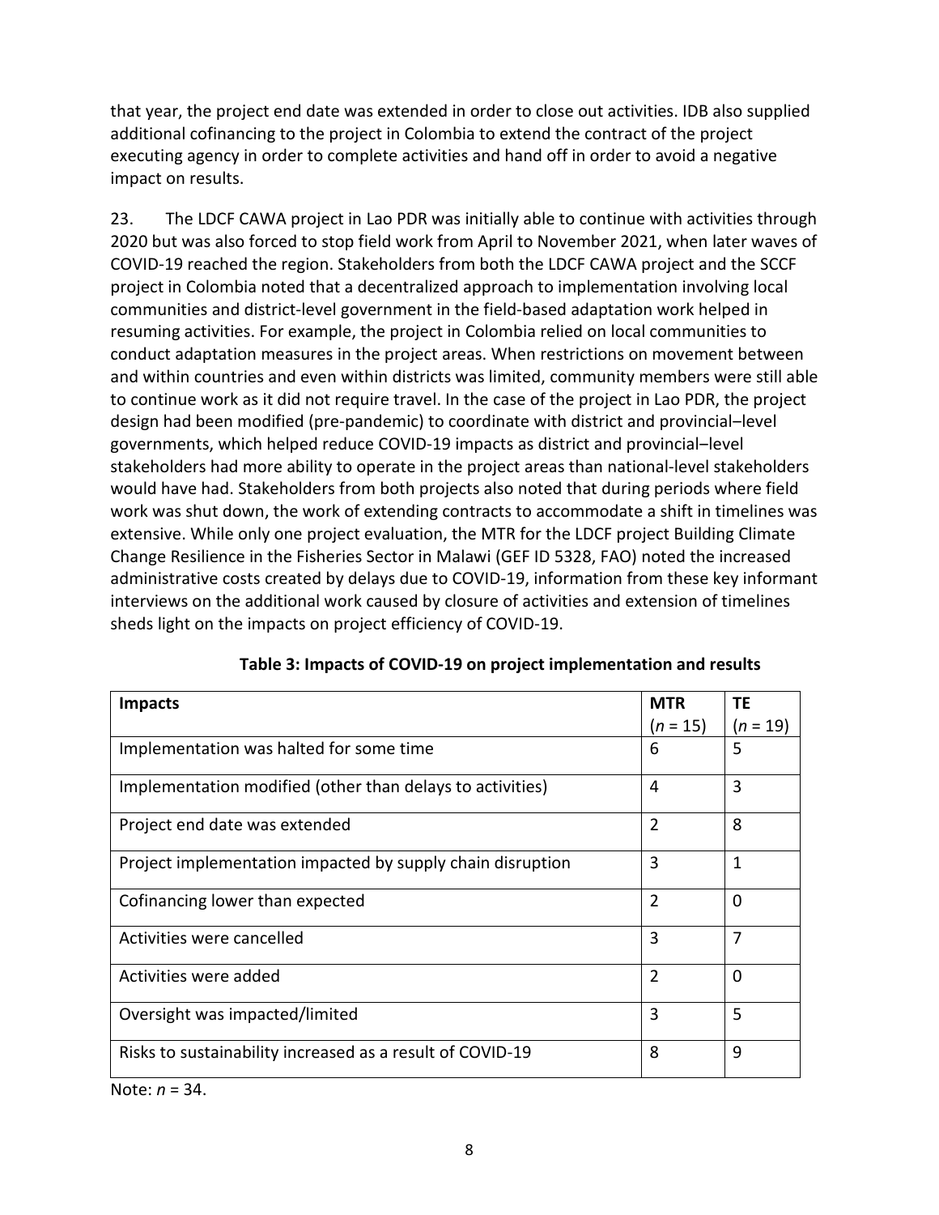that year, the project end date was extended in order to close out activities. IDB also supplied additional cofinancing to the project in Colombia to extend the contract of the project executing agency in order to complete activities and hand off in order to avoid a negative impact on results.

23. The LDCF CAWA project in Lao PDR was initially able to continue with activities through 2020 but was also forced to stop field work from April to November 2021, when later waves of COVID-19 reached the region. Stakeholders from both the LDCF CAWA project and the SCCF project in Colombia noted that a decentralized approach to implementation involving local communities and district-level government in the field-based adaptation work helped in resuming activities. For example, the project in Colombia relied on local communities to conduct adaptation measures in the project areas. When restrictions on movement between and within countries and even within districts was limited, community members were still able to continue work as it did not require travel. In the case of the project in Lao PDR, the project design had been modified (pre-pandemic) to coordinate with district and provincial–level governments, which helped reduce COVID-19 impacts as district and provincial–level stakeholders had more ability to operate in the project areas than national-level stakeholders would have had. Stakeholders from both projects also noted that during periods where field work was shut down, the work of extending contracts to accommodate a shift in timelines was extensive. While only one project evaluation, the MTR for the LDCF project Building Climate Change Resilience in the Fisheries Sector in Malawi (GEF ID 5328, FAO) noted the increased administrative costs created by delays due to COVID-19, information from these key informant interviews on the additional work caused by closure of activities and extension of timelines sheds light on the impacts on project efficiency of COVID-19.

**Table 3: Impacts of COVID-19 on project implementation and results**

| **Impacts** | **MTR** ($n$ = 15) | **TE** ($n$ = 19) |
|---|---|---|
| Implementation was halted for some time | 6 | 5 |
| Implementation modified (other than delays to activities) | 4 | 3 |
| Project end date was extended | 2 | 8 |
| Project implementation impacted by supply chain disruption | 3 | 1 |
| Cofinancing lower than expected | 2 | 0 |
| Activities were cancelled | 3 | 7 |
| Activities were added | 2 | 0 |
| Oversight was impacted/limited | 3 | 5 |
| Risks to sustainability increased as a result of COVID-19 | 8 | 9 |

Note: $n$ = 34.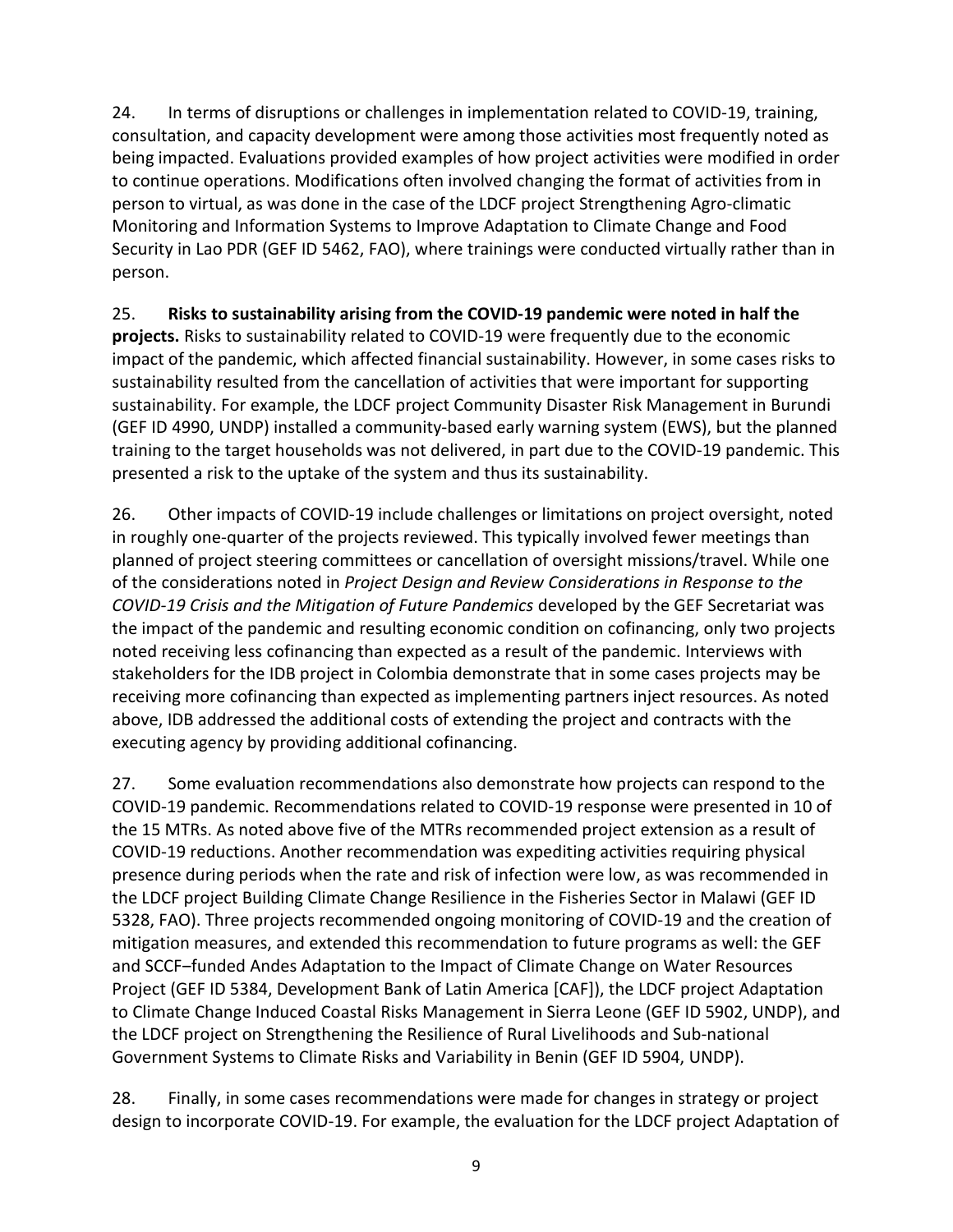24. In terms of disruptions or challenges in implementation related to COVID-19, training, consultation, and capacity development were among those activities most frequently noted as being impacted. Evaluations provided examples of how project activities were modified in order to continue operations. Modifications often involved changing the format of activities from in person to virtual, as was done in the case of the LDCF project Strengthening Agro-climatic Monitoring and Information Systems to Improve Adaptation to Climate Change and Food Security in Lao PDR (GEF ID 5462, FAO), where trainings were conducted virtually rather than in person.

25. **Risks to sustainability arising from the COVID-19 pandemic were noted in half the projects.** Risks to sustainability related to COVID-19 were frequently due to the economic impact of the pandemic, which affected financial sustainability. However, in some cases risks to sustainability resulted from the cancellation of activities that were important for supporting sustainability. For example, the LDCF project Community Disaster Risk Management in Burundi (GEF ID 4990, UNDP) installed a community-based early warning system (EWS), but the planned training to the target households was not delivered, in part due to the COVID-19 pandemic. This presented a risk to the uptake of the system and thus its sustainability.

26. Other impacts of COVID-19 include challenges or limitations on project oversight, noted in roughly one-quarter of the projects reviewed. This typically involved fewer meetings than planned of project steering committees or cancellation of oversight missions/travel. While one of the considerations noted in *Project Design and Review Considerations in Response to the COVID-19 Crisis and the Mitigation of Future Pandemics* developed by the GEF Secretariat was the impact of the pandemic and resulting economic condition on cofinancing, only two projects noted receiving less cofinancing than expected as a result of the pandemic. Interviews with stakeholders for the IDB project in Colombia demonstrate that in some cases projects may be receiving more cofinancing than expected as implementing partners inject resources. As noted above, IDB addressed the additional costs of extending the project and contracts with the executing agency by providing additional cofinancing.

27. Some evaluation recommendations also demonstrate how projects can respond to the COVID-19 pandemic. Recommendations related to COVID-19 response were presented in 10 of the 15 MTRs. As noted above five of the MTRs recommended project extension as a result of COVID-19 reductions. Another recommendation was expediting activities requiring physical presence during periods when the rate and risk of infection were low, as was recommended in the LDCF project Building Climate Change Resilience in the Fisheries Sector in Malawi (GEF ID 5328, FAO). Three projects recommended ongoing monitoring of COVID-19 and the creation of mitigation measures, and extended this recommendation to future programs as well: the GEF and SCCF–funded Andes Adaptation to the Impact of Climate Change on Water Resources Project (GEF ID 5384, Development Bank of Latin America [CAF]), the LDCF project Adaptation to Climate Change Induced Coastal Risks Management in Sierra Leone (GEF ID 5902, UNDP), and the LDCF project on Strengthening the Resilience of Rural Livelihoods and Sub-national Government Systems to Climate Risks and Variability in Benin (GEF ID 5904, UNDP).

28. Finally, in some cases recommendations were made for changes in strategy or project design to incorporate COVID-19. For example, the evaluation for the LDCF project Adaptation of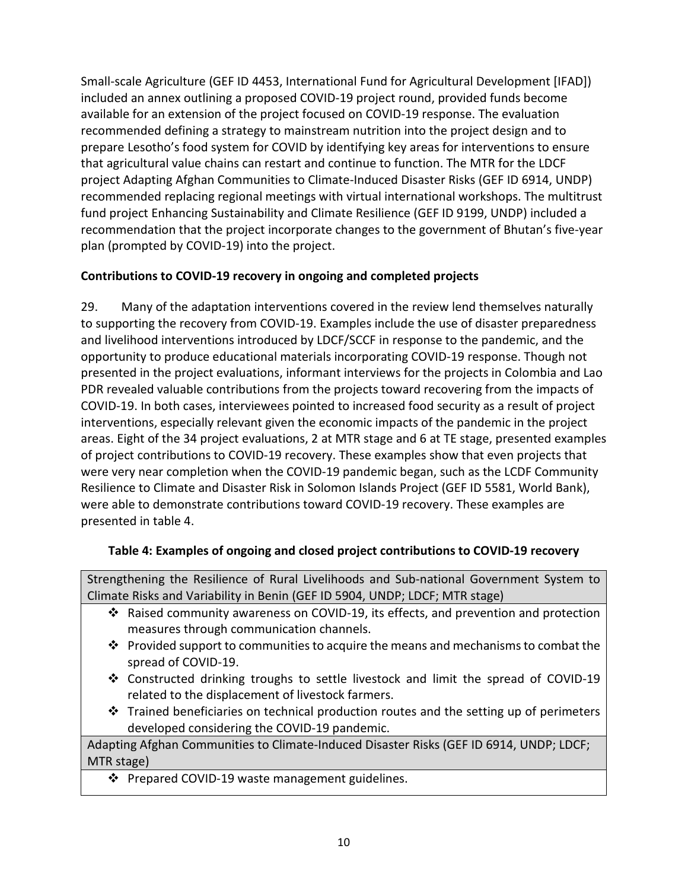Small-scale Agriculture (GEF ID 4453, International Fund for Agricultural Development [IFAD]) included an annex outlining a proposed COVID-19 project round, provided funds become available for an extension of the project focused on COVID-19 response. The evaluation recommended defining a strategy to mainstream nutrition into the project design and to prepare Lesotho's food system for COVID by identifying key areas for interventions to ensure that agricultural value chains can restart and continue to function. The MTR for the LDCF project Adapting Afghan Communities to Climate-Induced Disaster Risks (GEF ID 6914, UNDP) recommended replacing regional meetings with virtual international workshops. The multitrust fund project Enhancing Sustainability and Climate Resilience (GEF ID 9199, UNDP) included a recommendation that the project incorporate changes to the government of Bhutan's five-year plan (prompted by COVID-19) into the project.

### Contributions to COVID-19 recovery in ongoing and completed projects

29. Many of the adaptation interventions covered in the review lend themselves naturally to supporting the recovery from COVID-19. Examples include the use of disaster preparedness and livelihood interventions introduced by LDCF/SCCF in response to the pandemic, and the opportunity to produce educational materials incorporating COVID-19 response. Though not presented in the project evaluations, informant interviews for the projects in Colombia and Lao PDR revealed valuable contributions from the projects toward recovering from the impacts of COVID-19. In both cases, interviewees pointed to increased food security as a result of project interventions, especially relevant given the economic impacts of the pandemic in the project areas. Eight of the 34 project evaluations, 2 at MTR stage and 6 at TE stage, presented examples of project contributions to COVID-19 recovery. These examples show that even projects that were very near completion when the COVID-19 pandemic began, such as the LCDF Community Resilience to Climate and Disaster Risk in Solomon Islands Project (GEF ID 5581, World Bank), were able to demonstrate contributions toward COVID-19 recovery. These examples are presented in table 4.

**Table 4: Examples of ongoing and closed project contributions to COVID-19 recovery**

| Strengthening the Resilience of Rural Livelihoods and Sub-national Government System to Climate Risks and Variability in Benin (GEF ID 5904, UNDP; LDCF; MTR stage) |
|---|
| ❖ Raised community awareness on COVID-19, its effects, and prevention and protection measures through communication channels.<br>❖ Provided support to communities to acquire the means and mechanisms to combat the spread of COVID-19.<br>❖ Constructed drinking troughs to settle livestock and limit the spread of COVID-19 related to the displacement of livestock farmers.<br>❖ Trained beneficiaries on technical production routes and the setting up of perimeters developed considering the COVID-19 pandemic. |
| Adapting Afghan Communities to Climate-Induced Disaster Risks (GEF ID 6914, UNDP; LDCF; MTR stage) |
| ❖ Prepared COVID-19 waste management guidelines. |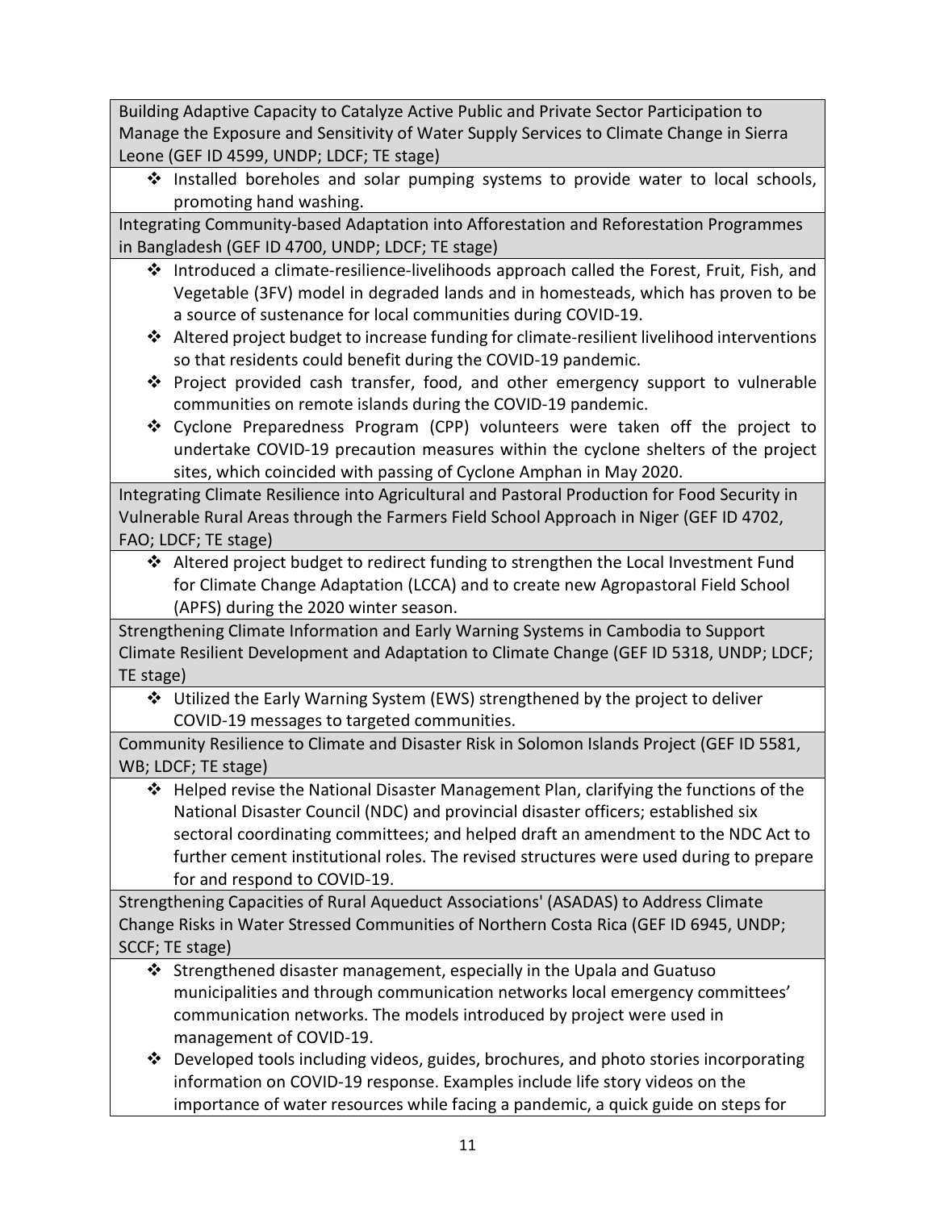| Building Adaptive Capacity to Catalyze Active Public and Private Sector Participation to Manage the Exposure and Sensitivity of Water Supply Services to Climate Change in Sierra Leone (GEF ID 4599, UNDP; LDCF; TE stage) |
|---|
| ❖ Installed boreholes and solar pumping systems to provide water to local schools, promoting hand washing. |
| Integrating Community-based Adaptation into Afforestation and Reforestation Programmes in Bangladesh (GEF ID 4700, UNDP; LDCF; TE stage) |
| ❖ Introduced a climate-resilience-livelihoods approach called the Forest, Fruit, Fish, and Vegetable (3FV) model in degraded lands and in homesteads, which has proven to be a source of sustenance for local communities during COVID-19.<br>❖ Altered project budget to increase funding for climate-resilient livelihood interventions so that residents could benefit during the COVID-19 pandemic.<br>❖ Project provided cash transfer, food, and other emergency support to vulnerable communities on remote islands during the COVID-19 pandemic.<br>❖ Cyclone Preparedness Program (CPP) volunteers were taken off the project to undertake COVID-19 precaution measures within the cyclone shelters of the project sites, which coincided with passing of Cyclone Amphan in May 2020. |
| Integrating Climate Resilience into Agricultural and Pastoral Production for Food Security in Vulnerable Rural Areas through the Farmers Field School Approach in Niger (GEF ID 4702, FAO; LDCF; TE stage) |
| ❖ Altered project budget to redirect funding to strengthen the Local Investment Fund for Climate Change Adaptation (LCCA) and to create new Agropastoral Field School (APFS) during the 2020 winter season. |
| Strengthening Climate Information and Early Warning Systems in Cambodia to Support Climate Resilient Development and Adaptation to Climate Change (GEF ID 5318, UNDP; LDCF; TE stage) |
| ❖ Utilized the Early Warning System (EWS) strengthened by the project to deliver COVID-19 messages to targeted communities. |
| Community Resilience to Climate and Disaster Risk in Solomon Islands Project (GEF ID 5581, WB; LDCF; TE stage) |
| ❖ Helped revise the National Disaster Management Plan, clarifying the functions of the National Disaster Council (NDC) and provincial disaster officers; established six sectoral coordinating committees; and helped draft an amendment to the NDC Act to further cement institutional roles. The revised structures were used during to prepare for and respond to COVID-19. |
| Strengthening Capacities of Rural Aqueduct Associations' (ASADAS) to Address Climate Change Risks in Water Stressed Communities of Northern Costa Rica (GEF ID 6945, UNDP; SCCF; TE stage) |
| ❖ Strengthened disaster management, especially in the Upala and Guatuso municipalities and through communication networks local emergency committees' communication networks. The models introduced by project were used in management of COVID-19.<br>❖ Developed tools including videos, guides, brochures, and photo stories incorporating information on COVID-19 response. Examples include life story videos on the importance of water resources while facing a pandemic, a quick guide on steps for |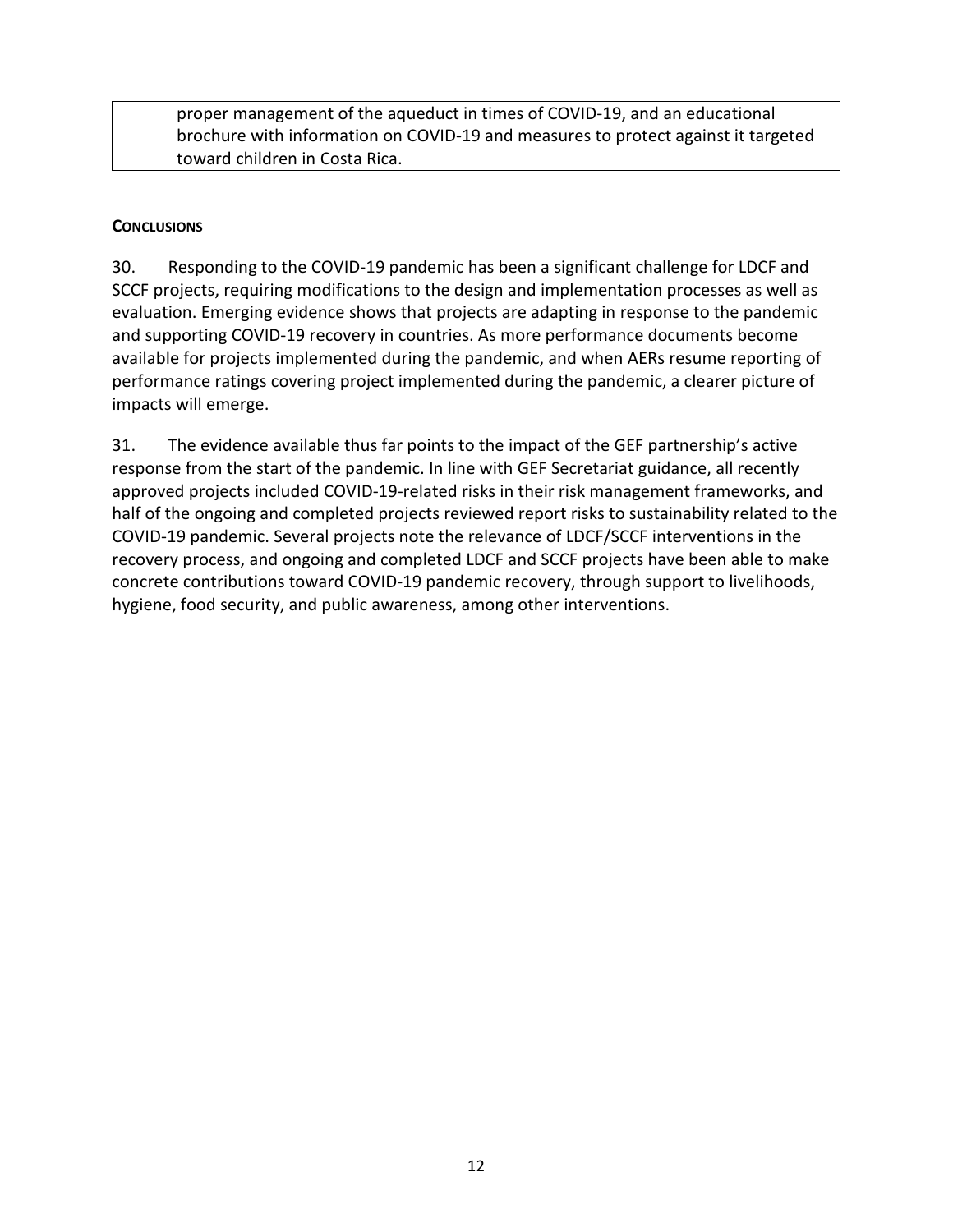proper management of the aqueduct in times of COVID-19, and an educational brochure with information on COVID-19 and measures to protect against it targeted toward children in Costa Rica.

**CONCLUSIONS**

30. Responding to the COVID-19 pandemic has been a significant challenge for LDCF and SCCF projects, requiring modifications to the design and implementation processes as well as evaluation. Emerging evidence shows that projects are adapting in response to the pandemic and supporting COVID-19 recovery in countries. As more performance documents become available for projects implemented during the pandemic, and when AERs resume reporting of performance ratings covering project implemented during the pandemic, a clearer picture of impacts will emerge.

31. The evidence available thus far points to the impact of the GEF partnership's active response from the start of the pandemic. In line with GEF Secretariat guidance, all recently approved projects included COVID-19-related risks in their risk management frameworks, and half of the ongoing and completed projects reviewed report risks to sustainability related to the COVID-19 pandemic. Several projects note the relevance of LDCF/SCCF interventions in the recovery process, and ongoing and completed LDCF and SCCF projects have been able to make concrete contributions toward COVID-19 pandemic recovery, through support to livelihoods, hygiene, food security, and public awareness, among other interventions.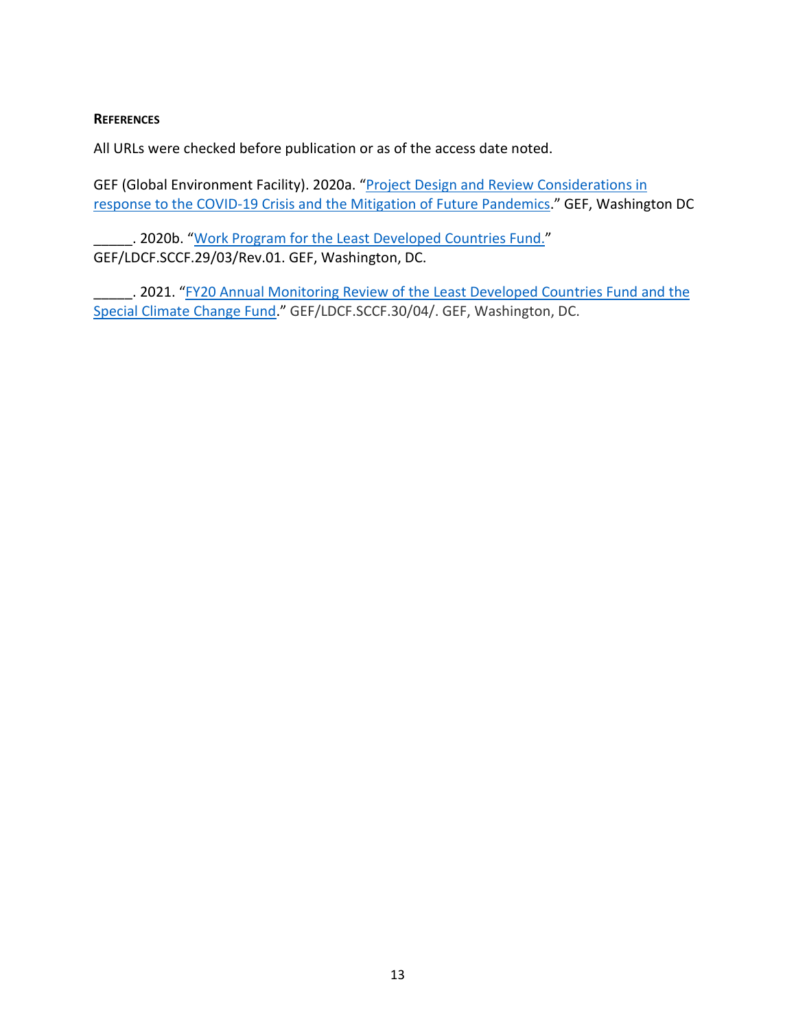**REFERENCES**

All URLs were checked before publication or as of the access date noted.

GEF (Global Environment Facility). 2020a. "Project Design and Review Considerations in response to the COVID-19 Crisis and the Mitigation of Future Pandemics." GEF, Washington DC

_____. 2020b. "Work Program for the Least Developed Countries Fund." GEF/LDCF.SCCF.29/03/Rev.01. GEF, Washington, DC.

_____. 2021. "FY20 Annual Monitoring Review of the Least Developed Countries Fund and the Special Climate Change Fund." GEF/LDCF.SCCF.30/04/. GEF, Washington, DC.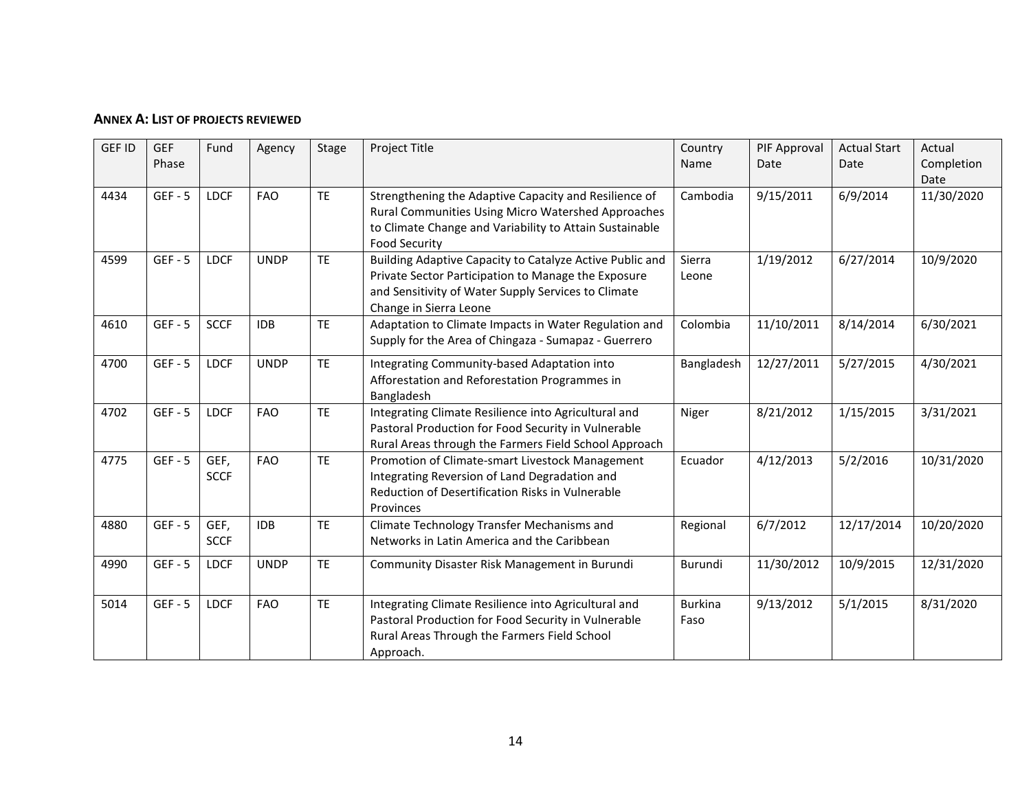## ANNEX A: LIST OF PROJECTS REVIEWED

| GEF ID | GEF Phase | Fund | Agency | Stage | Project Title | Country Name | PIF Approval Date | Actual Start Date | Actual Completion Date |
|---|---|---|---|---|---|---|---|---|---|
| 4434 | GEF - 5 | LDCF | FAO | TE | Strengthening the Adaptive Capacity and Resilience of Rural Communities Using Micro Watershed Approaches to Climate Change and Variability to Attain Sustainable Food Security | Cambodia | 9/15/2011 | 6/9/2014 | 11/30/2020 |
| 4599 | GEF - 5 | LDCF | UNDP | TE | Building Adaptive Capacity to Catalyze Active Public and Private Sector Participation to Manage the Exposure and Sensitivity of Water Supply Services to Climate Change in Sierra Leone | Sierra Leone | 1/19/2012 | 6/27/2014 | 10/9/2020 |
| 4610 | GEF - 5 | SCCF | IDB | TE | Adaptation to Climate Impacts in Water Regulation and Supply for the Area of Chingaza - Sumapaz - Guerrero | Colombia | 11/10/2011 | 8/14/2014 | 6/30/2021 |
| 4700 | GEF - 5 | LDCF | UNDP | TE | Integrating Community-based Adaptation into Afforestation and Reforestation Programmes in Bangladesh | Bangladesh | 12/27/2011 | 5/27/2015 | 4/30/2021 |
| 4702 | GEF - 5 | LDCF | FAO | TE | Integrating Climate Resilience into Agricultural and Pastoral Production for Food Security in Vulnerable Rural Areas through the Farmers Field School Approach | Niger | 8/21/2012 | 1/15/2015 | 3/31/2021 |
| 4775 | GEF - 5 | GEF, SCCF | FAO | TE | Promotion of Climate-smart Livestock Management Integrating Reversion of Land Degradation and Reduction of Desertification Risks in Vulnerable Provinces | Ecuador | 4/12/2013 | 5/2/2016 | 10/31/2020 |
| 4880 | GEF - 5 | GEF, SCCF | IDB | TE | Climate Technology Transfer Mechanisms and Networks in Latin America and the Caribbean | Regional | 6/7/2012 | 12/17/2014 | 10/20/2020 |
| 4990 | GEF - 5 | LDCF | UNDP | TE | Community Disaster Risk Management in Burundi | Burundi | 11/30/2012 | 10/9/2015 | 12/31/2020 |
| 5014 | GEF - 5 | LDCF | FAO | TE | Integrating Climate Resilience into Agricultural and Pastoral Production for Food Security in Vulnerable Rural Areas Through the Farmers Field School Approach. | Burkina Faso | 9/13/2012 | 5/1/2015 | 8/31/2020 |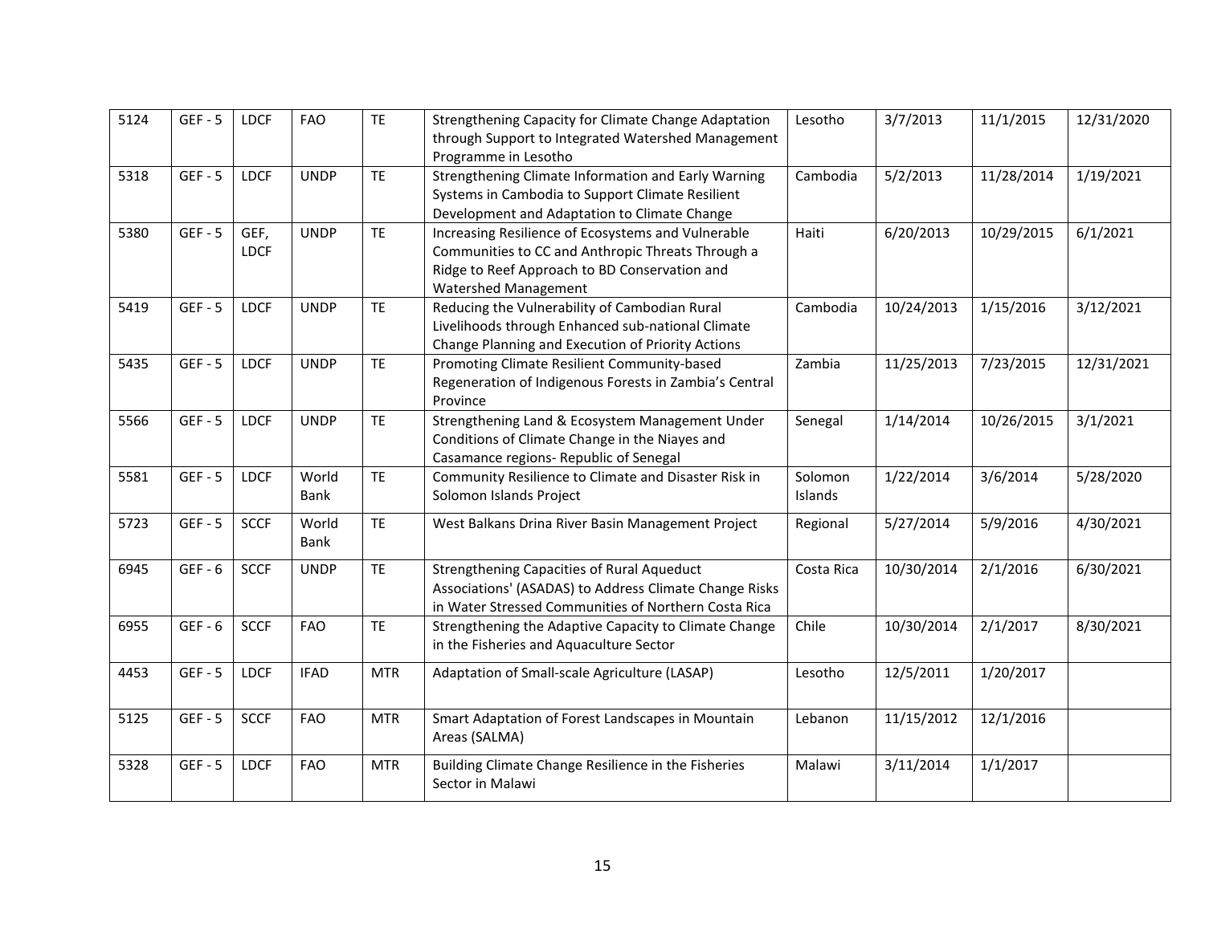| 5124 | GEF - 5 | LDCF | FAO | TE | Strengthening Capacity for Climate Change Adaptation through Support to Integrated Watershed Management Programme in Lesotho | Lesotho | 3/7/2013 | 11/1/2015 | 12/31/2020 |
|---|---|---|---|---|---|---|---|---|---|
| 5318 | GEF - 5 | LDCF | UNDP | TE | Strengthening Climate Information and Early Warning Systems in Cambodia to Support Climate Resilient Development and Adaptation to Climate Change | Cambodia | 5/2/2013 | 11/28/2014 | 1/19/2021 |
| 5380 | GEF - 5 | GEF, LDCF | UNDP | TE | Increasing Resilience of Ecosystems and Vulnerable Communities to CC and Anthropic Threats Through a Ridge to Reef Approach to BD Conservation and Watershed Management | Haiti | 6/20/2013 | 10/29/2015 | 6/1/2021 |
| 5419 | GEF - 5 | LDCF | UNDP | TE | Reducing the Vulnerability of Cambodian Rural Livelihoods through Enhanced sub-national Climate Change Planning and Execution of Priority Actions | Cambodia | 10/24/2013 | 1/15/2016 | 3/12/2021 |
| 5435 | GEF - 5 | LDCF | UNDP | TE | Promoting Climate Resilient Community-based Regeneration of Indigenous Forests in Zambia's Central Province | Zambia | 11/25/2013 | 7/23/2015 | 12/31/2021 |
| 5566 | GEF - 5 | LDCF | UNDP | TE | Strengthening Land & Ecosystem Management Under Conditions of Climate Change in the Niayes and Casamance regions- Republic of Senegal | Senegal | 1/14/2014 | 10/26/2015 | 3/1/2021 |
| 5581 | GEF - 5 | LDCF | World Bank | TE | Community Resilience to Climate and Disaster Risk in Solomon Islands Project | Solomon Islands | 1/22/2014 | 3/6/2014 | 5/28/2020 |
| 5723 | GEF - 5 | SCCF | World Bank | TE | West Balkans Drina River Basin Management Project | Regional | 5/27/2014 | 5/9/2016 | 4/30/2021 |
| 6945 | GEF - 6 | SCCF | UNDP | TE | Strengthening Capacities of Rural Aqueduct Associations' (ASADAS) to Address Climate Change Risks in Water Stressed Communities of Northern Costa Rica | Costa Rica | 10/30/2014 | 2/1/2016 | 6/30/2021 |
| 6955 | GEF - 6 | SCCF | FAO | TE | Strengthening the Adaptive Capacity to Climate Change in the Fisheries and Aquaculture Sector | Chile | 10/30/2014 | 2/1/2017 | 8/30/2021 |
| 4453 | GEF - 5 | LDCF | IFAD | MTR | Adaptation of Small-scale Agriculture (LASAP) | Lesotho | 12/5/2011 | 1/20/2017 | |
| 5125 | GEF - 5 | SCCF | FAO | MTR | Smart Adaptation of Forest Landscapes in Mountain Areas (SALMA) | Lebanon | 11/15/2012 | 12/1/2016 | |
| 5328 | GEF - 5 | LDCF | FAO | MTR | Building Climate Change Resilience in the Fisheries Sector in Malawi | Malawi | 3/11/2014 | 1/1/2017 | |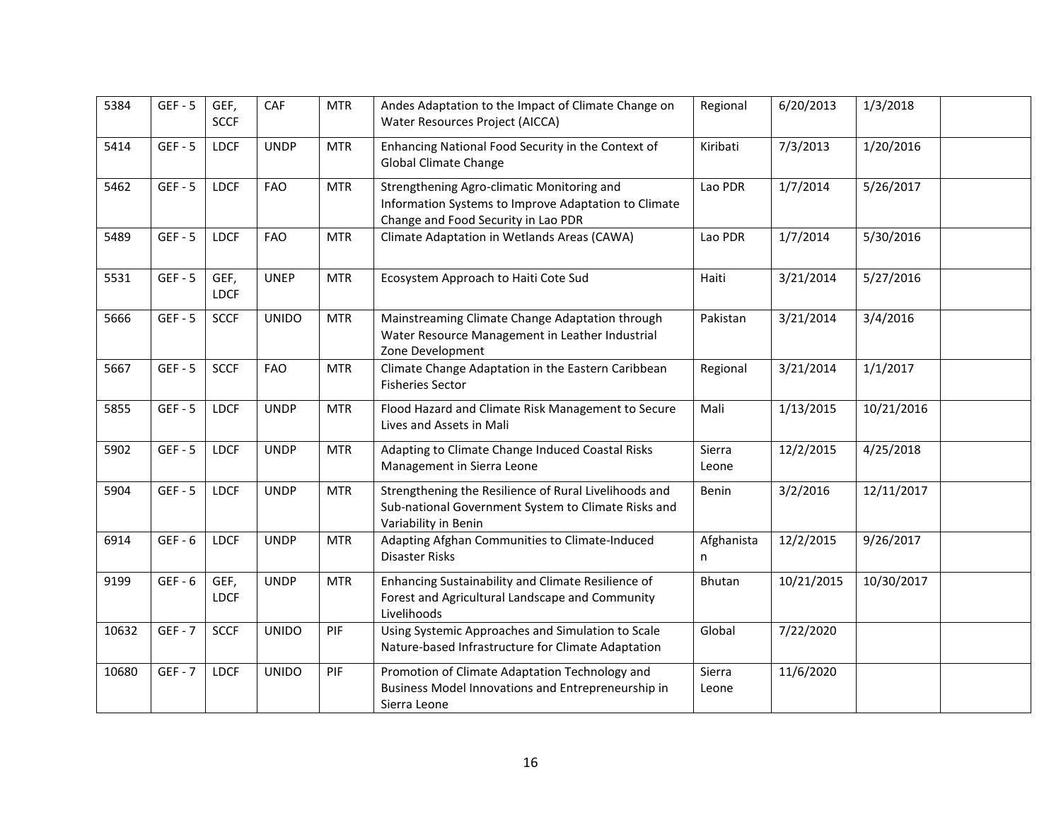| 5384 | GEF - 5 | GEF, SCCF | CAF | MTR | Andes Adaptation to the Impact of Climate Change on Water Resources Project (AICCA) | Regional | 6/20/2013 | 1/3/2018 | |
|---|---|---|---|---|---|---|---|---|---|
| 5414 | GEF - 5 | LDCF | UNDP | MTR | Enhancing National Food Security in the Context of Global Climate Change | Kiribati | 7/3/2013 | 1/20/2016 | |
| 5462 | GEF - 5 | LDCF | FAO | MTR | Strengthening Agro-climatic Monitoring and Information Systems to Improve Adaptation to Climate Change and Food Security in Lao PDR | Lao PDR | 1/7/2014 | 5/26/2017 | |
| 5489 | GEF - 5 | LDCF | FAO | MTR | Climate Adaptation in Wetlands Areas (CAWA) | Lao PDR | 1/7/2014 | 5/30/2016 | |
| 5531 | GEF - 5 | GEF, LDCF | UNEP | MTR | Ecosystem Approach to Haiti Cote Sud | Haiti | 3/21/2014 | 5/27/2016 | |
| 5666 | GEF - 5 | SCCF | UNIDO | MTR | Mainstreaming Climate Change Adaptation through Water Resource Management in Leather Industrial Zone Development | Pakistan | 3/21/2014 | 3/4/2016 | |
| 5667 | GEF - 5 | SCCF | FAO | MTR | Climate Change Adaptation in the Eastern Caribbean Fisheries Sector | Regional | 3/21/2014 | 1/1/2017 | |
| 5855 | GEF - 5 | LDCF | UNDP | MTR | Flood Hazard and Climate Risk Management to Secure Lives and Assets in Mali | Mali | 1/13/2015 | 10/21/2016 | |
| 5902 | GEF - 5 | LDCF | UNDP | MTR | Adapting to Climate Change Induced Coastal Risks Management in Sierra Leone | Sierra Leone | 12/2/2015 | 4/25/2018 | |
| 5904 | GEF - 5 | LDCF | UNDP | MTR | Strengthening the Resilience of Rural Livelihoods and Sub-national Government System to Climate Risks and Variability in Benin | Benin | 3/2/2016 | 12/11/2017 | |
| 6914 | GEF - 6 | LDCF | UNDP | MTR | Adapting Afghan Communities to Climate-Induced Disaster Risks | Afghanistan | 12/2/2015 | 9/26/2017 | |
| 9199 | GEF - 6 | GEF, LDCF | UNDP | MTR | Enhancing Sustainability and Climate Resilience of Forest and Agricultural Landscape and Community Livelihoods | Bhutan | 10/21/2015 | 10/30/2017 | |
| 10632 | GEF - 7 | SCCF | UNIDO | PIF | Using Systemic Approaches and Simulation to Scale Nature-based Infrastructure for Climate Adaptation | Global | 7/22/2020 | | |
| 10680 | GEF - 7 | LDCF | UNIDO | PIF | Promotion of Climate Adaptation Technology and Business Model Innovations and Entrepreneurship in Sierra Leone | Sierra Leone | 11/6/2020 | | |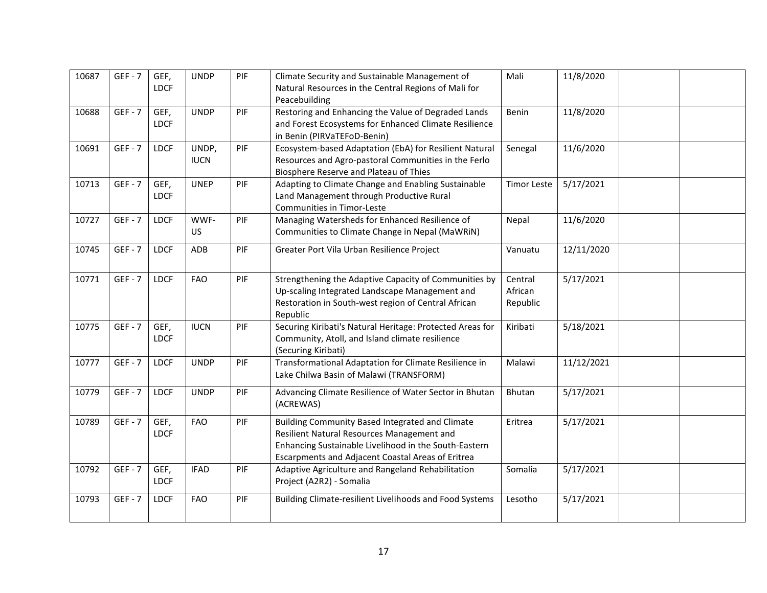| | | | | | | | | | |
|---|---|---|---|---|---|---|---|---|---|
| 10687 | GEF - 7 | GEF, LDCF | UNDP | PIF | Climate Security and Sustainable Management of Natural Resources in the Central Regions of Mali for Peacebuilding | Mali | 11/8/2020 | | |
| 10688 | GEF - 7 | GEF, LDCF | UNDP | PIF | Restoring and Enhancing the Value of Degraded Lands and Forest Ecosystems for Enhanced Climate Resilience in Benin (PIRVaTEFoD-Benin) | Benin | 11/8/2020 | | |
| 10691 | GEF - 7 | LDCF | UNDP, IUCN | PIF | Ecosystem-based Adaptation (EbA) for Resilient Natural Resources and Agro-pastoral Communities in the Ferlo Biosphere Reserve and Plateau of Thies | Senegal | 11/6/2020 | | |
| 10713 | GEF - 7 | GEF, LDCF | UNEP | PIF | Adapting to Climate Change and Enabling Sustainable Land Management through Productive Rural Communities in Timor-Leste | Timor Leste | 5/17/2021 | | |
| 10727 | GEF - 7 | LDCF | WWF-US | PIF | Managing Watersheds for Enhanced Resilience of Communities to Climate Change in Nepal (MaWRiN) | Nepal | 11/6/2020 | | |
| 10745 | GEF - 7 | LDCF | ADB | PIF | Greater Port Vila Urban Resilience Project | Vanuatu | 12/11/2020 | | |
| 10771 | GEF - 7 | LDCF | FAO | PIF | Strengthening the Adaptive Capacity of Communities by Up-scaling Integrated Landscape Management and Restoration in South-west region of Central African Republic | Central African Republic | 5/17/2021 | | |
| 10775 | GEF - 7 | GEF, LDCF | IUCN | PIF | Securing Kiribati's Natural Heritage: Protected Areas for Community, Atoll, and Island climate resilience (Securing Kiribati) | Kiribati | 5/18/2021 | | |
| 10777 | GEF - 7 | LDCF | UNDP | PIF | Transformational Adaptation for Climate Resilience in Lake Chilwa Basin of Malawi (TRANSFORM) | Malawi | 11/12/2021 | | |
| 10779 | GEF - 7 | LDCF | UNDP | PIF | Advancing Climate Resilience of Water Sector in Bhutan (ACREWAS) | Bhutan | 5/17/2021 | | |
| 10789 | GEF - 7 | GEF, LDCF | FAO | PIF | Building Community Based Integrated and Climate Resilient Natural Resources Management and Enhancing Sustainable Livelihood in the South-Eastern Escarpments and Adjacent Coastal Areas of Eritrea | Eritrea | 5/17/2021 | | |
| 10792 | GEF - 7 | GEF, LDCF | IFAD | PIF | Adaptive Agriculture and Rangeland Rehabilitation Project (A2R2) - Somalia | Somalia | 5/17/2021 | | |
| 10793 | GEF - 7 | LDCF | FAO | PIF | Building Climate-resilient Livelihoods and Food Systems | Lesotho | 5/17/2021 | | |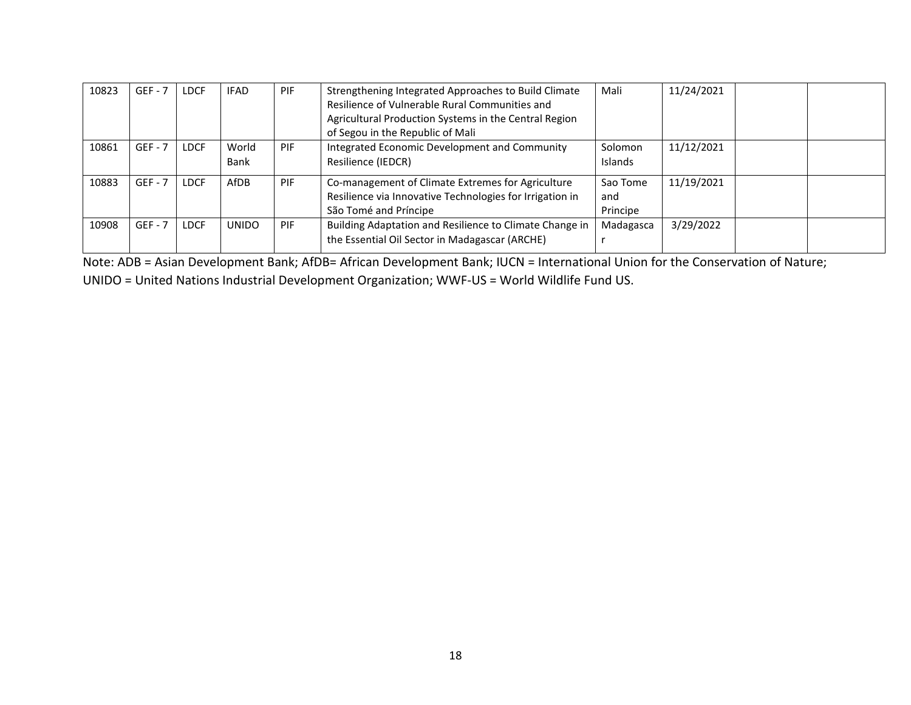| 10823 | GEF - 7 | LDCF | IFAD | PIF | Strengthening Integrated Approaches to Build Climate Resilience of Vulnerable Rural Communities and Agricultural Production Systems in the Central Region of Segou in the Republic of Mali | Mali | 11/24/2021 | | |
|---|---|---|---|---|---|---|---|---|---|
| 10861 | GEF - 7 | LDCF | World Bank | PIF | Integrated Economic Development and Community Resilience (IEDCR) | Solomon Islands | 11/12/2021 | | |
| 10883 | GEF - 7 | LDCF | AfDB | PIF | Co-management of Climate Extremes for Agriculture Resilience via Innovative Technologies for Irrigation in São Tomé and Príncipe | Sao Tome and Principe | 11/19/2021 | | |
| 10908 | GEF - 7 | LDCF | UNIDO | PIF | Building Adaptation and Resilience to Climate Change in the Essential Oil Sector in Madagascar (ARCHE) | Madagascar | 3/29/2022 | | |

Note: ADB = Asian Development Bank; AfDB= African Development Bank; IUCN = International Union for the Conservation of Nature; UNIDO = United Nations Industrial Development Organization; WWF-US = World Wildlife Fund US.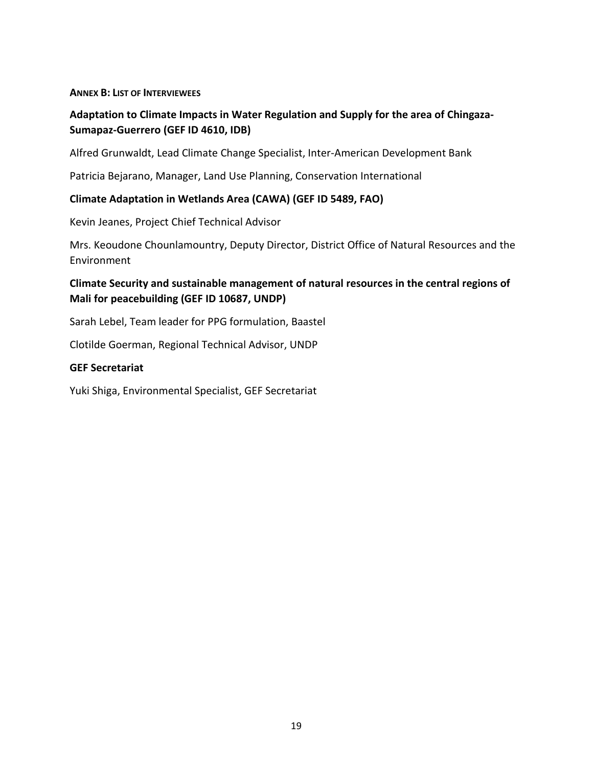## Annex B: List of Interviewees

**Adaptation to Climate Impacts in Water Regulation and Supply for the area of Chingaza-Sumapaz-Guerrero (GEF ID 4610, IDB)**

Alfred Grunwaldt, Lead Climate Change Specialist, Inter-American Development Bank

Patricia Bejarano, Manager, Land Use Planning, Conservation International

**Climate Adaptation in Wetlands Area (CAWA) (GEF ID 5489, FAO)**

Kevin Jeanes, Project Chief Technical Advisor

Mrs. Keoudone Chounlamountry, Deputy Director, District Office of Natural Resources and the Environment

**Climate Security and sustainable management of natural resources in the central regions of Mali for peacebuilding (GEF ID 10687, UNDP)**

Sarah Lebel, Team leader for PPG formulation, Baastel

Clotilde Goerman, Regional Technical Advisor, UNDP

**GEF Secretariat**

Yuki Shiga, Environmental Specialist, GEF Secretariat